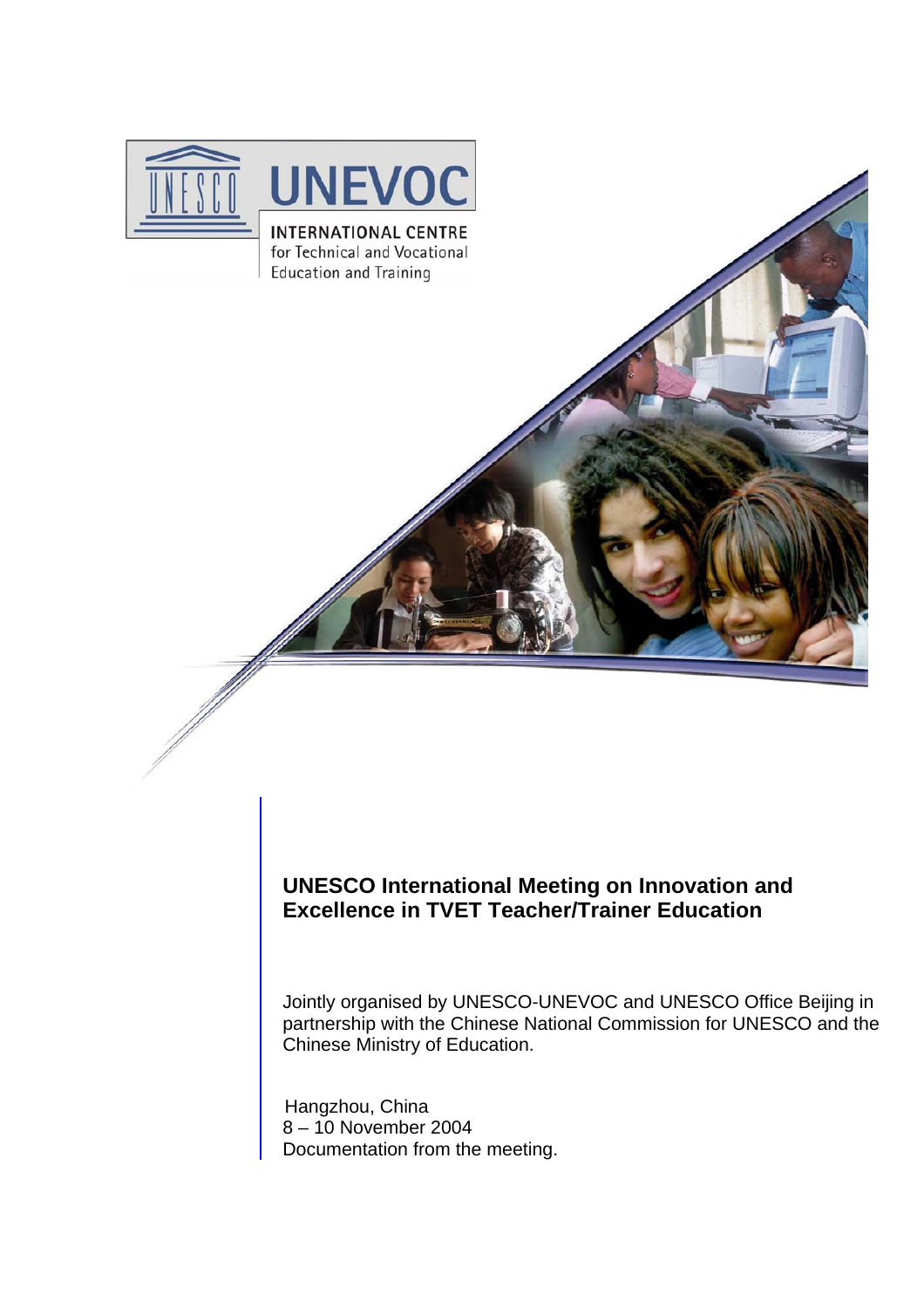UNESCO UNEVOC

INTERNATIONAL CENTRE
for Technical and Vocational
Education and Training

# UNESCO International Meeting on Innovation and Excellence in TVET Teacher/Trainer Education

Jointly organised by UNESCO-UNEVOC and UNESCO Office Beijing in partnership with the Chinese National Commission for UNESCO and the Chinese Ministry of Education.

Hangzhou, China
8 – 10 November 2004
Documentation from the meeting.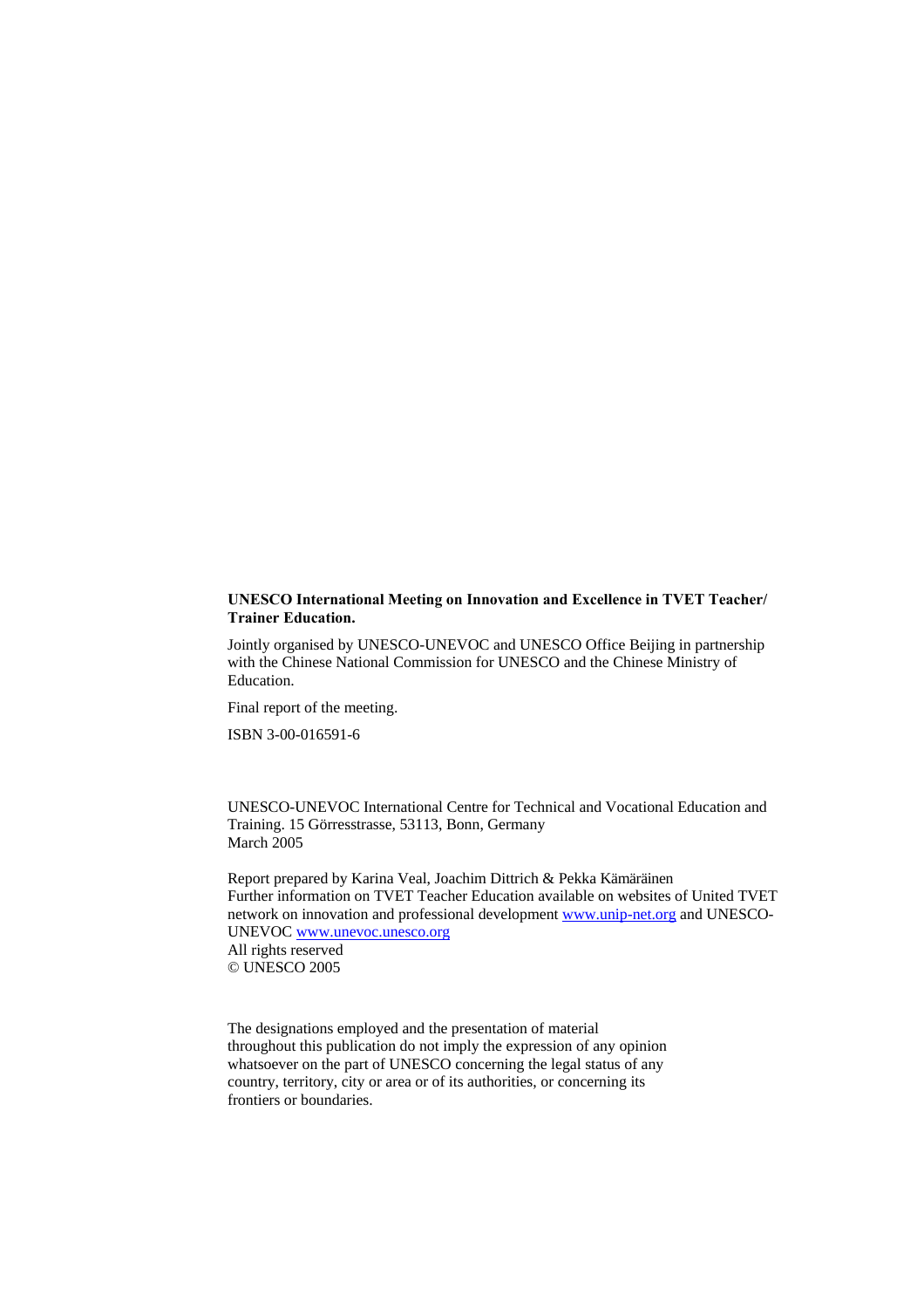**UNESCO International Meeting on Innovation and Excellence in TVET Teacher/ Trainer Education.**

Jointly organised by UNESCO-UNEVOC and UNESCO Office Beijing in partnership with the Chinese National Commission for UNESCO and the Chinese Ministry of Education.

Final report of the meeting.

ISBN 3-00-016591-6

UNESCO-UNEVOC International Centre for Technical and Vocational Education and Training. 15 Görresstrasse, 53113, Bonn, Germany
March 2005

Report prepared by Karina Veal, Joachim Dittrich & Pekka Kämäräinen
Further information on TVET Teacher Education available on websites of United TVET network on innovation and professional development www.unip-net.org and UNESCO-UNEVOC www.unevoc.unesco.org
All rights reserved
© UNESCO 2005

The designations employed and the presentation of material throughout this publication do not imply the expression of any opinion whatsoever on the part of UNESCO concerning the legal status of any country, territory, city or area or of its authorities, or concerning its frontiers or boundaries.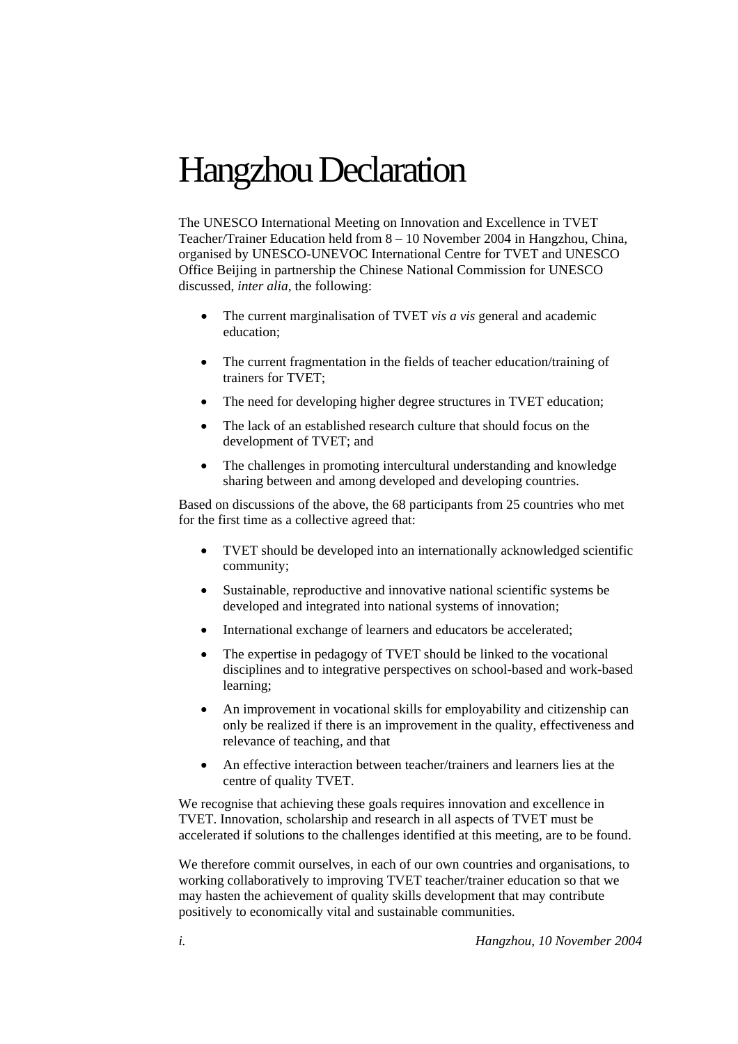# Hangzhou Declaration

The UNESCO International Meeting on Innovation and Excellence in TVET Teacher/Trainer Education held from 8 – 10 November 2004 in Hangzhou, China, organised by UNESCO-UNEVOC International Centre for TVET and UNESCO Office Beijing in partnership the Chinese National Commission for UNESCO discussed, *inter alia*, the following:

- The current marginalisation of TVET *vis a vis* general and academic education;
- The current fragmentation in the fields of teacher education/training of trainers for TVET;
- The need for developing higher degree structures in TVET education;
- The lack of an established research culture that should focus on the development of TVET; and
- The challenges in promoting intercultural understanding and knowledge sharing between and among developed and developing countries.

Based on discussions of the above, the 68 participants from 25 countries who met for the first time as a collective agreed that:

- TVET should be developed into an internationally acknowledged scientific community;
- Sustainable, reproductive and innovative national scientific systems be developed and integrated into national systems of innovation;
- International exchange of learners and educators be accelerated;
- The expertise in pedagogy of TVET should be linked to the vocational disciplines and to integrative perspectives on school-based and work-based learning;
- An improvement in vocational skills for employability and citizenship can only be realized if there is an improvement in the quality, effectiveness and relevance of teaching, and that
- An effective interaction between teacher/trainers and learners lies at the centre of quality TVET.

We recognise that achieving these goals requires innovation and excellence in TVET. Innovation, scholarship and research in all aspects of TVET must be accelerated if solutions to the challenges identified at this meeting, are to be found.

We therefore commit ourselves, in each of our own countries and organisations, to working collaboratively to improving TVET teacher/trainer education so that we may hasten the achievement of quality skills development that may contribute positively to economically vital and sustainable communities.

*Hangzhou, 10 November 2004*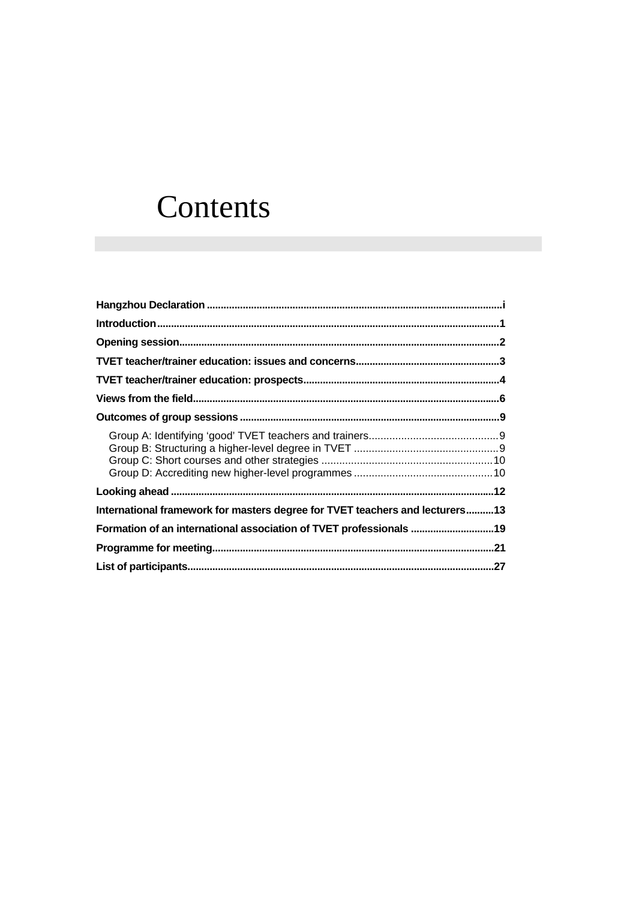# Contents

**Hangzhou Declaration** ..... i

**Introduction** ..... 1

**Opening session** ..... 2

**TVET teacher/trainer education: issues and concerns** ..... 3

**TVET teacher/trainer education: prospects** ..... 4

**Views from the field** ..... 6

**Outcomes of group sessions** ..... 9

- Group A: Identifying 'good' TVET teachers and trainers ..... 9
- Group B: Structuring a higher-level degree in TVET ..... 9
- Group C: Short courses and other strategies ..... 10
- Group D: Accrediting new higher-level programmes ..... 10

**Looking ahead** ..... 12

**International framework for masters degree for TVET teachers and lecturers** ..... 13

**Formation of an international association of TVET professionals** ..... 19

**Programme for meeting** ..... 21

**List of participants** ..... 27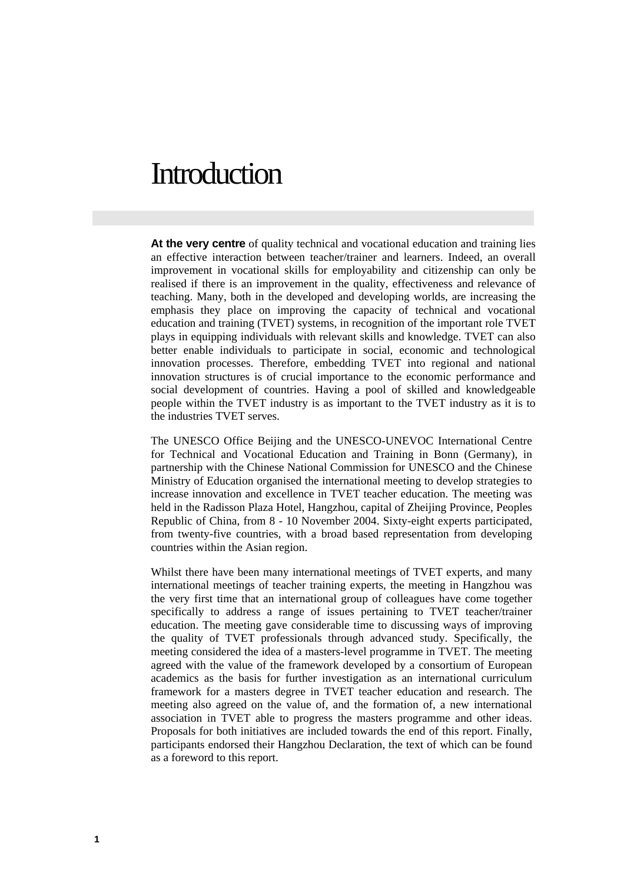# Introduction

**At the very centre** of quality technical and vocational education and training lies an effective interaction between teacher/trainer and learners. Indeed, an overall improvement in vocational skills for employability and citizenship can only be realised if there is an improvement in the quality, effectiveness and relevance of teaching. Many, both in the developed and developing worlds, are increasing the emphasis they place on improving the capacity of technical and vocational education and training (TVET) systems, in recognition of the important role TVET plays in equipping individuals with relevant skills and knowledge. TVET can also better enable individuals to participate in social, economic and technological innovation processes. Therefore, embedding TVET into regional and national innovation structures is of crucial importance to the economic performance and social development of countries. Having a pool of skilled and knowledgeable people within the TVET industry is as important to the TVET industry as it is to the industries TVET serves.

The UNESCO Office Beijing and the UNESCO-UNEVOC International Centre for Technical and Vocational Education and Training in Bonn (Germany), in partnership with the Chinese National Commission for UNESCO and the Chinese Ministry of Education organised the international meeting to develop strategies to increase innovation and excellence in TVET teacher education. The meeting was held in the Radisson Plaza Hotel, Hangzhou, capital of Zheijing Province, Peoples Republic of China, from 8 - 10 November 2004. Sixty-eight experts participated, from twenty-five countries, with a broad based representation from developing countries within the Asian region.

Whilst there have been many international meetings of TVET experts, and many international meetings of teacher training experts, the meeting in Hangzhou was the very first time that an international group of colleagues have come together specifically to address a range of issues pertaining to TVET teacher/trainer education. The meeting gave considerable time to discussing ways of improving the quality of TVET professionals through advanced study. Specifically, the meeting considered the idea of a masters-level programme in TVET. The meeting agreed with the value of the framework developed by a consortium of European academics as the basis for further investigation as an international curriculum framework for a masters degree in TVET teacher education and research. The meeting also agreed on the value of, and the formation of, a new international association in TVET able to progress the masters programme and other ideas. Proposals for both initiatives are included towards the end of this report. Finally, participants endorsed their Hangzhou Declaration, the text of which can be found as a foreword to this report.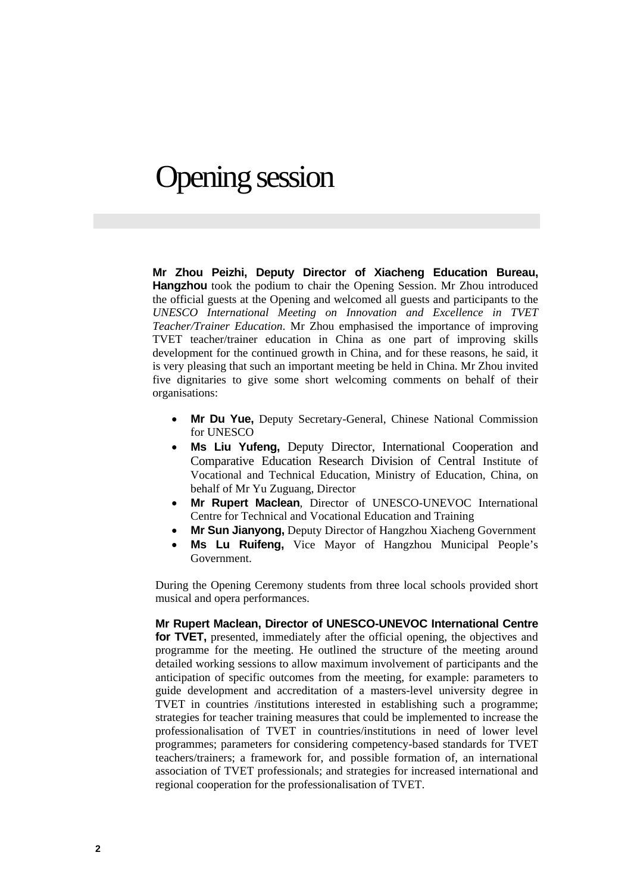# Opening session

**Mr Zhou Peizhi, Deputy Director of Xiacheng Education Bureau, Hangzhou** took the podium to chair the Opening Session. Mr Zhou introduced the official guests at the Opening and welcomed all guests and participants to the *UNESCO International Meeting on Innovation and Excellence in TVET Teacher/Trainer Education*. Mr Zhou emphasised the importance of improving TVET teacher/trainer education in China as one part of improving skills development for the continued growth in China, and for these reasons, he said, it is very pleasing that such an important meeting be held in China. Mr Zhou invited five dignitaries to give some short welcoming comments on behalf of their organisations:

- **Mr Du Yue,** Deputy Secretary-General, Chinese National Commission for UNESCO
- **Ms Liu Yufeng,** Deputy Director, International Cooperation and Comparative Education Research Division of Central Institute of Vocational and Technical Education, Ministry of Education, China, on behalf of Mr Yu Zuguang, Director
- **Mr Rupert Maclean**, Director of UNESCO-UNEVOC International Centre for Technical and Vocational Education and Training
- **Mr Sun Jianyong,** Deputy Director of Hangzhou Xiacheng Government
- **Ms Lu Ruifeng,** Vice Mayor of Hangzhou Municipal People's Government.

During the Opening Ceremony students from three local schools provided short musical and opera performances.

**Mr Rupert Maclean, Director of UNESCO-UNEVOC International Centre for TVET,** presented, immediately after the official opening, the objectives and programme for the meeting. He outlined the structure of the meeting around detailed working sessions to allow maximum involvement of participants and the anticipation of specific outcomes from the meeting, for example: parameters to guide development and accreditation of a masters-level university degree in TVET in countries /institutions interested in establishing such a programme; strategies for teacher training measures that could be implemented to increase the professionalisation of TVET in countries/institutions in need of lower level programmes; parameters for considering competency-based standards for TVET teachers/trainers; a framework for, and possible formation of, an international association of TVET professionals; and strategies for increased international and regional cooperation for the professionalisation of TVET.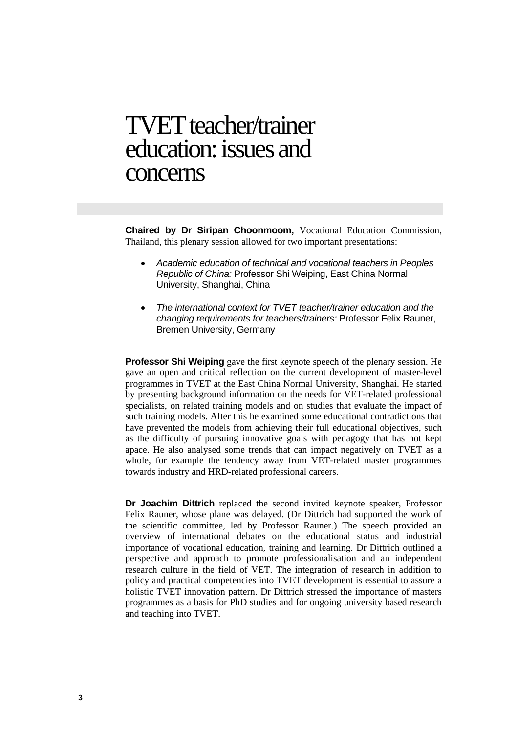# TVET teacher/trainer education: issues and concerns

**Chaired by Dr Siripan Choonmoom,** Vocational Education Commission, Thailand, this plenary session allowed for two important presentations:

- *Academic education of technical and vocational teachers in Peoples Republic of China:* Professor Shi Weiping, East China Normal University, Shanghai, China
- *The international context for TVET teacher/trainer education and the changing requirements for teachers/trainers:* Professor Felix Rauner, Bremen University, Germany

**Professor Shi Weiping** gave the first keynote speech of the plenary session. He gave an open and critical reflection on the current development of master-level programmes in TVET at the East China Normal University, Shanghai. He started by presenting background information on the needs for VET-related professional specialists, on related training models and on studies that evaluate the impact of such training models. After this he examined some educational contradictions that have prevented the models from achieving their full educational objectives, such as the difficulty of pursuing innovative goals with pedagogy that has not kept apace. He also analysed some trends that can impact negatively on TVET as a whole, for example the tendency away from VET-related master programmes towards industry and HRD-related professional careers.

**Dr Joachim Dittrich** replaced the second invited keynote speaker, Professor Felix Rauner, whose plane was delayed. (Dr Dittrich had supported the work of the scientific committee, led by Professor Rauner.) The speech provided an overview of international debates on the educational status and industrial importance of vocational education, training and learning. Dr Dittrich outlined a perspective and approach to promote professionalisation and an independent research culture in the field of VET. The integration of research in addition to policy and practical competencies into TVET development is essential to assure a holistic TVET innovation pattern. Dr Dittrich stressed the importance of masters programmes as a basis for PhD studies and for ongoing university based research and teaching into TVET.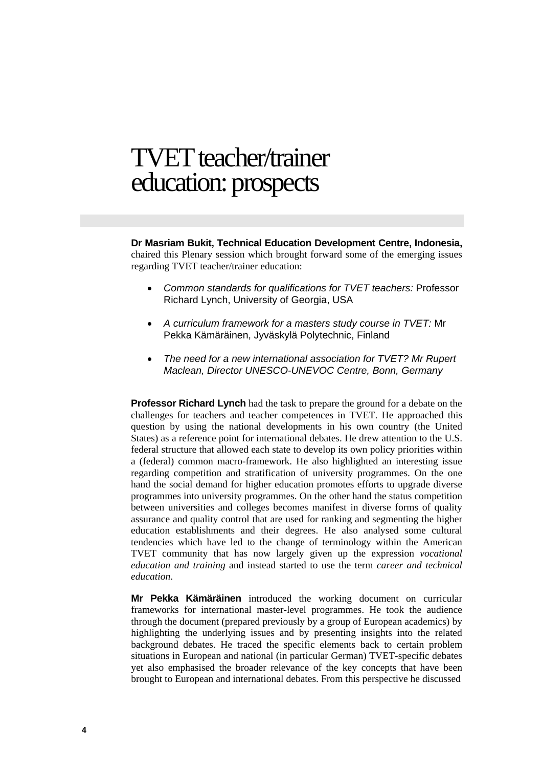# TVET teacher/trainer education: prospects

**Dr Masriam Bukit, Technical Education Development Centre, Indonesia,** chaired this Plenary session which brought forward some of the emerging issues regarding TVET teacher/trainer education:

- *Common standards for qualifications for TVET teachers:* Professor Richard Lynch, University of Georgia, USA
- *A curriculum framework for a masters study course in TVET:* Mr Pekka Kämäräinen, Jyväskylä Polytechnic, Finland
- *The need for a new international association for TVET? Mr Rupert Maclean, Director UNESCO-UNEVOC Centre, Bonn, Germany*

**Professor Richard Lynch** had the task to prepare the ground for a debate on the challenges for teachers and teacher competences in TVET. He approached this question by using the national developments in his own country (the United States) as a reference point for international debates. He drew attention to the U.S. federal structure that allowed each state to develop its own policy priorities within a (federal) common macro-framework. He also highlighted an interesting issue regarding competition and stratification of university programmes. On the one hand the social demand for higher education promotes efforts to upgrade diverse programmes into university programmes. On the other hand the status competition between universities and colleges becomes manifest in diverse forms of quality assurance and quality control that are used for ranking and segmenting the higher education establishments and their degrees. He also analysed some cultural tendencies which have led to the change of terminology within the American TVET community that has now largely given up the expression *vocational education and training* and instead started to use the term *career and technical education*.

**Mr Pekka Kämäräinen** introduced the working document on curricular frameworks for international master-level programmes. He took the audience through the document (prepared previously by a group of European academics) by highlighting the underlying issues and by presenting insights into the related background debates. He traced the specific elements back to certain problem situations in European and national (in particular German) TVET-specific debates yet also emphasised the broader relevance of the key concepts that have been brought to European and international debates. From this perspective he discussed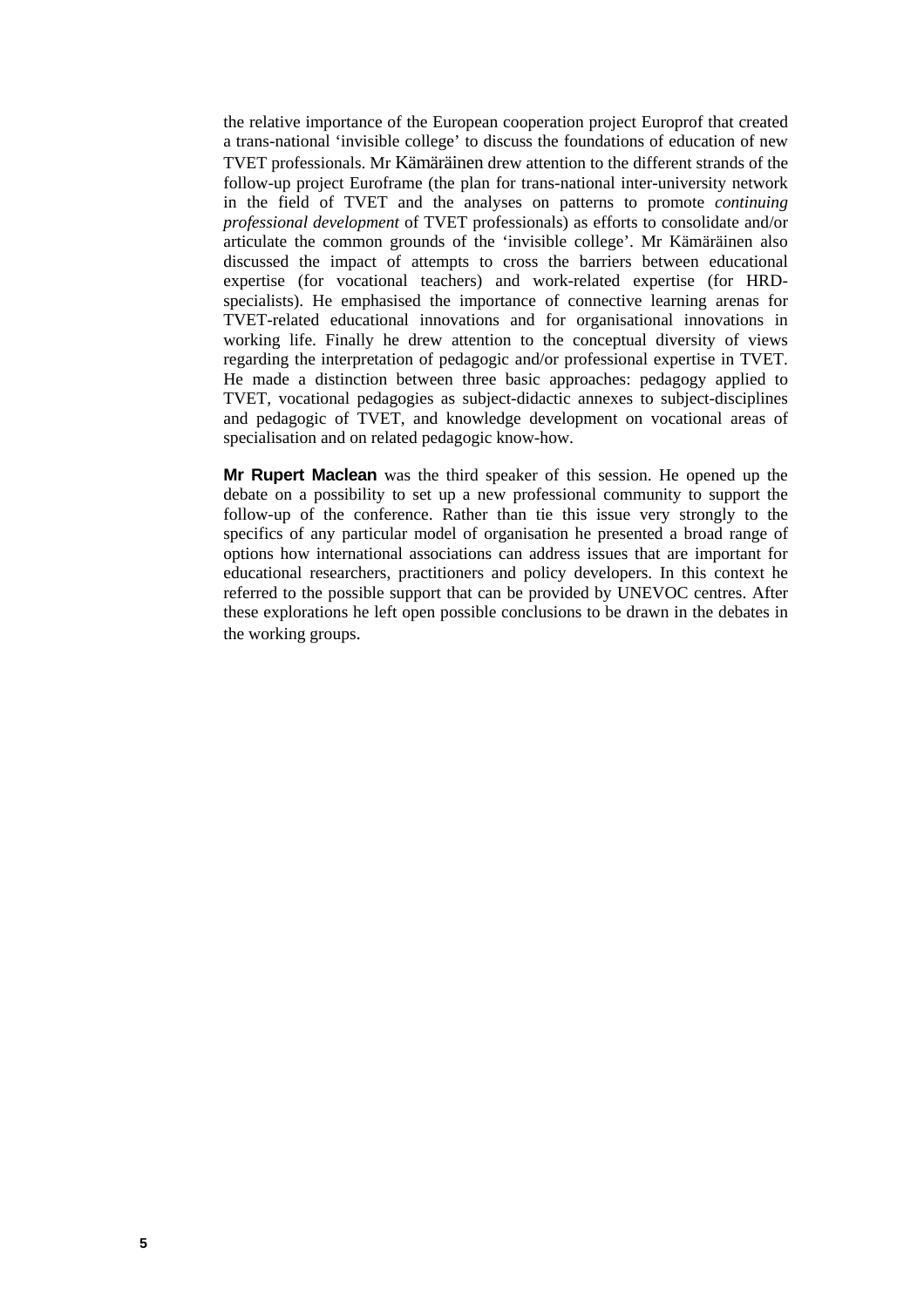the relative importance of the European cooperation project Europrof that created a trans-national 'invisible college' to discuss the foundations of education of new TVET professionals. Mr Kämäräinen drew attention to the different strands of the follow-up project Euroframe (the plan for trans-national inter-university network in the field of TVET and the analyses on patterns to promote *continuing professional development* of TVET professionals) as efforts to consolidate and/or articulate the common grounds of the 'invisible college'. Mr Kämäräinen also discussed the impact of attempts to cross the barriers between educational expertise (for vocational teachers) and work-related expertise (for HRD-specialists). He emphasised the importance of connective learning arenas for TVET-related educational innovations and for organisational innovations in working life. Finally he drew attention to the conceptual diversity of views regarding the interpretation of pedagogic and/or professional expertise in TVET. He made a distinction between three basic approaches: pedagogy applied to TVET, vocational pedagogies as subject-didactic annexes to subject-disciplines and pedagogic of TVET, and knowledge development on vocational areas of specialisation and on related pedagogic know-how.

**Mr Rupert Maclean** was the third speaker of this session. He opened up the debate on a possibility to set up a new professional community to support the follow-up of the conference. Rather than tie this issue very strongly to the specifics of any particular model of organisation he presented a broad range of options how international associations can address issues that are important for educational researchers, practitioners and policy developers. In this context he referred to the possible support that can be provided by UNEVOC centres. After these explorations he left open possible conclusions to be drawn in the debates in the working groups.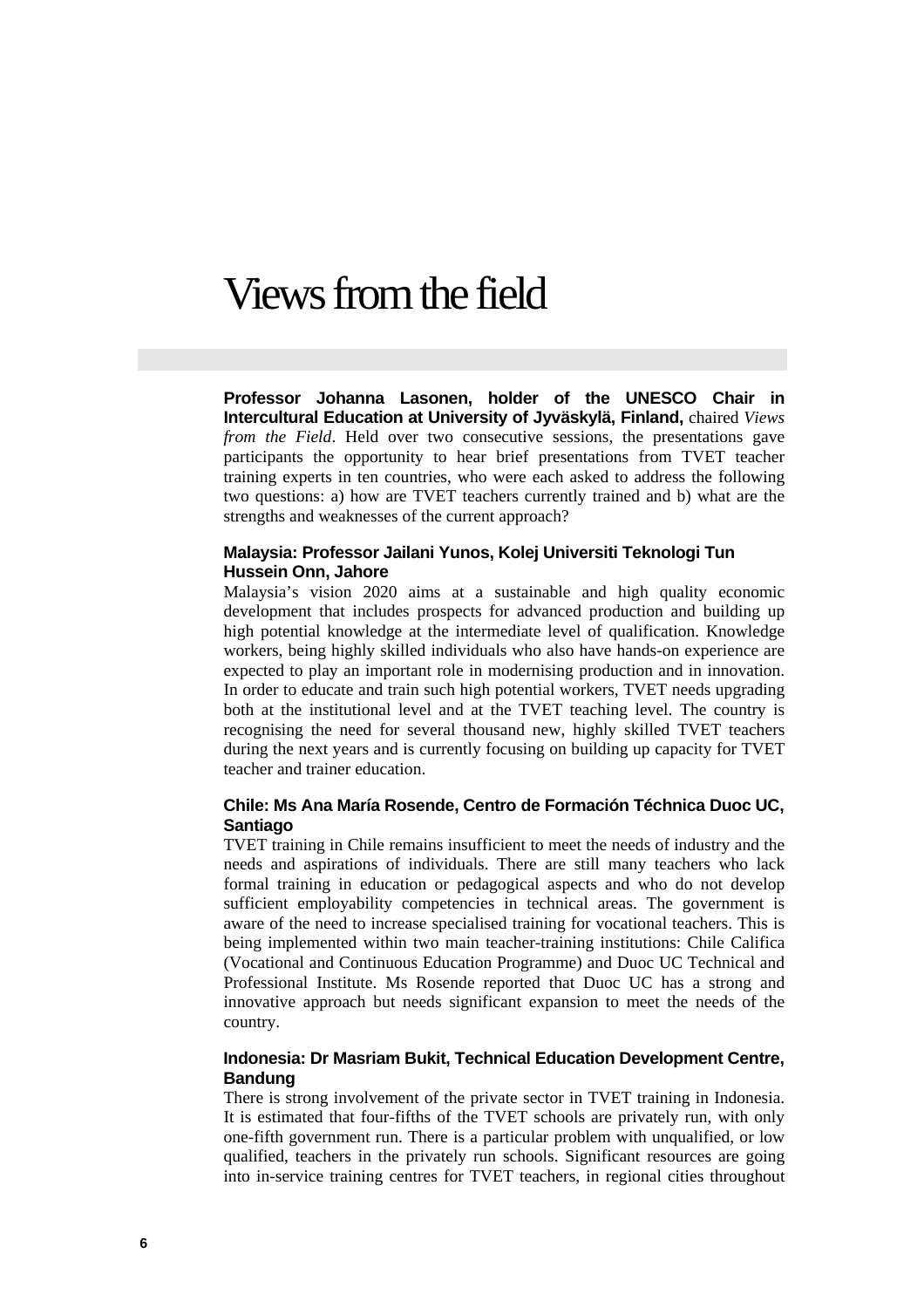# Views from the field

**Professor Johanna Lasonen, holder of the UNESCO Chair in Intercultural Education at University of Jyväskylä, Finland,** chaired *Views from the Field*. Held over two consecutive sessions, the presentations gave participants the opportunity to hear brief presentations from TVET teacher training experts in ten countries, who were each asked to address the following two questions: a) how are TVET teachers currently trained and b) what are the strengths and weaknesses of the current approach?

### Malaysia: Professor Jailani Yunos, Kolej Universiti Teknologi Tun Hussein Onn, Jahore

Malaysia's vision 2020 aims at a sustainable and high quality economic development that includes prospects for advanced production and building up high potential knowledge at the intermediate level of qualification. Knowledge workers, being highly skilled individuals who also have hands-on experience are expected to play an important role in modernising production and in innovation. In order to educate and train such high potential workers, TVET needs upgrading both at the institutional level and at the TVET teaching level. The country is recognising the need for several thousand new, highly skilled TVET teachers during the next years and is currently focusing on building up capacity for TVET teacher and trainer education.

### Chile: Ms Ana María Rosende, Centro de Formación Téchnica Duoc UC, Santiago

TVET training in Chile remains insufficient to meet the needs of industry and the needs and aspirations of individuals. There are still many teachers who lack formal training in education or pedagogical aspects and who do not develop sufficient employability competencies in technical areas. The government is aware of the need to increase specialised training for vocational teachers. This is being implemented within two main teacher-training institutions: Chile Califica (Vocational and Continuous Education Programme) and Duoc UC Technical and Professional Institute. Ms Rosende reported that Duoc UC has a strong and innovative approach but needs significant expansion to meet the needs of the country.

### Indonesia: Dr Masriam Bukit, Technical Education Development Centre, Bandung

There is strong involvement of the private sector in TVET training in Indonesia. It is estimated that four-fifths of the TVET schools are privately run, with only one-fifth government run. There is a particular problem with unqualified, or low qualified, teachers in the privately run schools. Significant resources are going into in-service training centres for TVET teachers, in regional cities throughout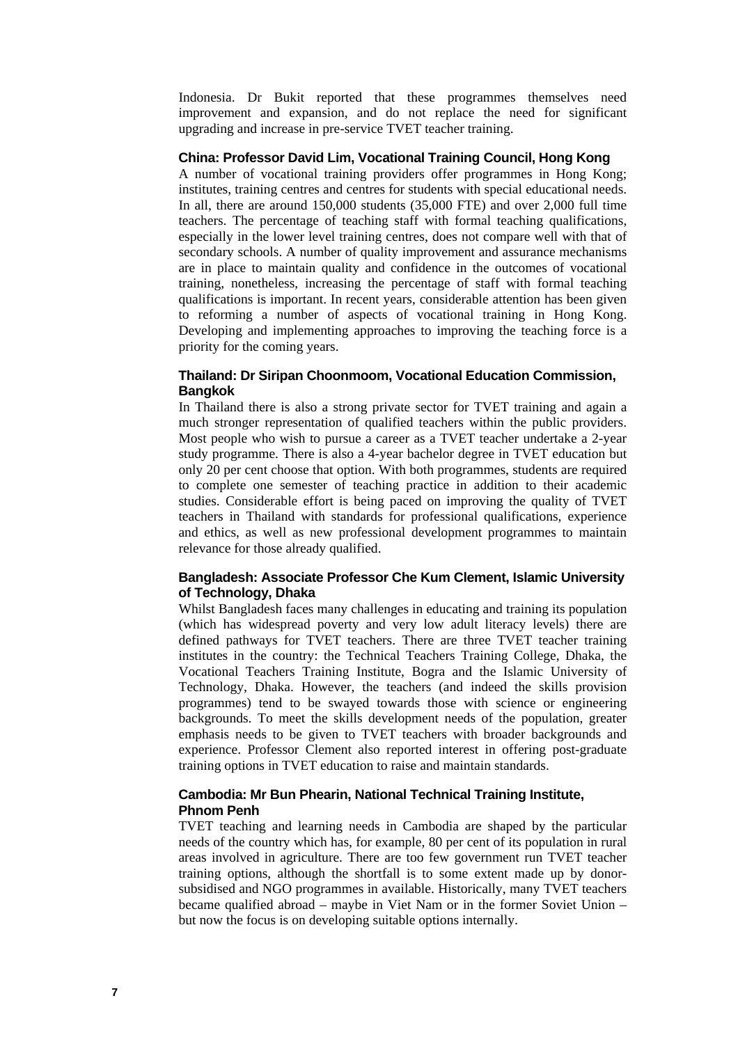Indonesia. Dr Bukit reported that these programmes themselves need improvement and expansion, and do not replace the need for significant upgrading and increase in pre-service TVET teacher training.

### China: Professor David Lim, Vocational Training Council, Hong Kong

A number of vocational training providers offer programmes in Hong Kong; institutes, training centres and centres for students with special educational needs. In all, there are around 150,000 students (35,000 FTE) and over 2,000 full time teachers. The percentage of teaching staff with formal teaching qualifications, especially in the lower level training centres, does not compare well with that of secondary schools. A number of quality improvement and assurance mechanisms are in place to maintain quality and confidence in the outcomes of vocational training, nonetheless, increasing the percentage of staff with formal teaching qualifications is important. In recent years, considerable attention has been given to reforming a number of aspects of vocational training in Hong Kong. Developing and implementing approaches to improving the teaching force is a priority for the coming years.

### Thailand: Dr Siripan Choonmoom, Vocational Education Commission, Bangkok

In Thailand there is also a strong private sector for TVET training and again a much stronger representation of qualified teachers within the public providers. Most people who wish to pursue a career as a TVET teacher undertake a 2-year study programme. There is also a 4-year bachelor degree in TVET education but only 20 per cent choose that option. With both programmes, students are required to complete one semester of teaching practice in addition to their academic studies. Considerable effort is being paced on improving the quality of TVET teachers in Thailand with standards for professional qualifications, experience and ethics, as well as new professional development programmes to maintain relevance for those already qualified.

### Bangladesh: Associate Professor Che Kum Clement, Islamic University of Technology, Dhaka

Whilst Bangladesh faces many challenges in educating and training its population (which has widespread poverty and very low adult literacy levels) there are defined pathways for TVET teachers. There are three TVET teacher training institutes in the country: the Technical Teachers Training College, Dhaka, the Vocational Teachers Training Institute, Bogra and the Islamic University of Technology, Dhaka. However, the teachers (and indeed the skills provision programmes) tend to be swayed towards those with science or engineering backgrounds. To meet the skills development needs of the population, greater emphasis needs to be given to TVET teachers with broader backgrounds and experience. Professor Clement also reported interest in offering post-graduate training options in TVET education to raise and maintain standards.

### Cambodia: Mr Bun Phearin, National Technical Training Institute, Phnom Penh

TVET teaching and learning needs in Cambodia are shaped by the particular needs of the country which has, for example, 80 per cent of its population in rural areas involved in agriculture. There are too few government run TVET teacher training options, although the shortfall is to some extent made up by donor-subsidised and NGO programmes in available. Historically, many TVET teachers became qualified abroad – maybe in Viet Nam or in the former Soviet Union – but now the focus is on developing suitable options internally.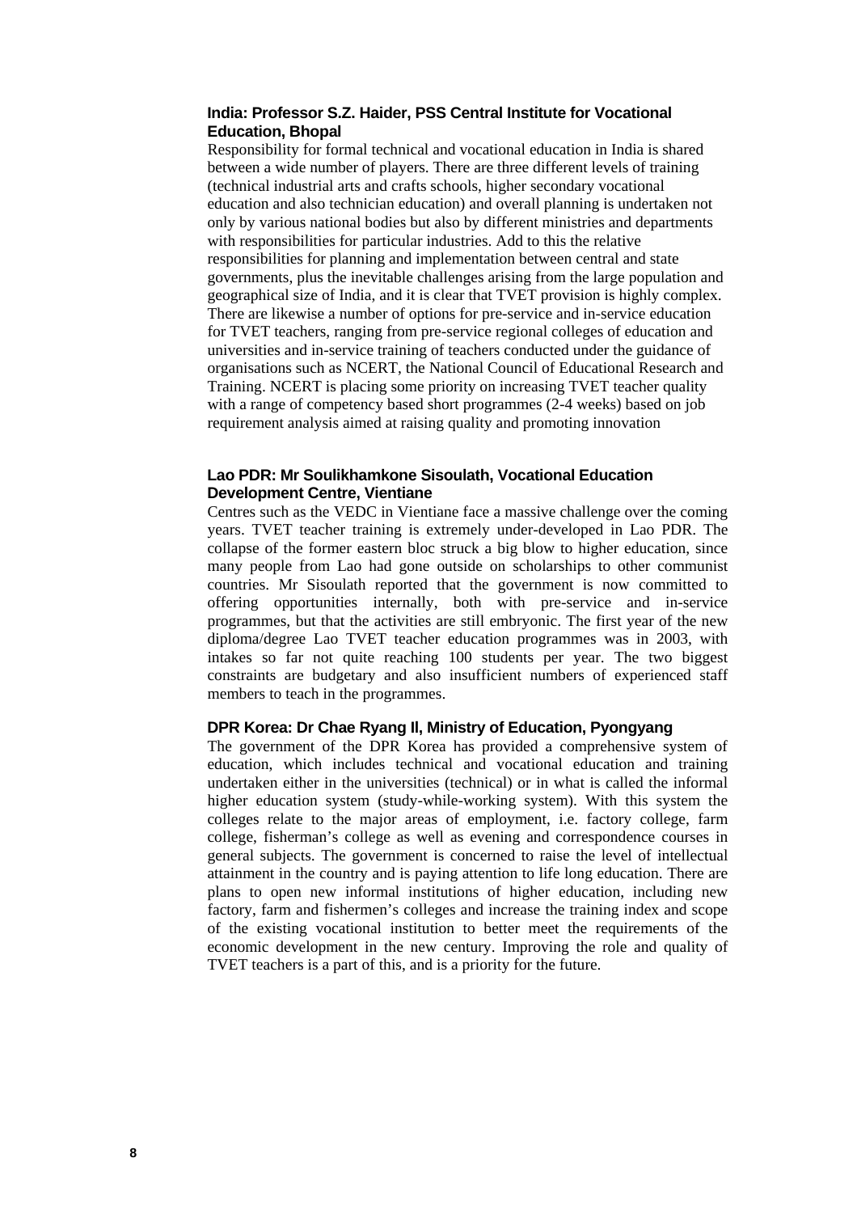**India: Professor S.Z. Haider, PSS Central Institute for Vocational Education, Bhopal**

Responsibility for formal technical and vocational education in India is shared between a wide number of players. There are three different levels of training (technical industrial arts and crafts schools, higher secondary vocational education and also technician education) and overall planning is undertaken not only by various national bodies but also by different ministries and departments with responsibilities for particular industries. Add to this the relative responsibilities for planning and implementation between central and state governments, plus the inevitable challenges arising from the large population and geographical size of India, and it is clear that TVET provision is highly complex. There are likewise a number of options for pre-service and in-service education for TVET teachers, ranging from pre-service regional colleges of education and universities and in-service training of teachers conducted under the guidance of organisations such as NCERT, the National Council of Educational Research and Training. NCERT is placing some priority on increasing TVET teacher quality with a range of competency based short programmes (2-4 weeks) based on job requirement analysis aimed at raising quality and promoting innovation

**Lao PDR: Mr Soulikhamkone Sisoulath, Vocational Education Development Centre, Vientiane**

Centres such as the VEDC in Vientiane face a massive challenge over the coming years. TVET teacher training is extremely under-developed in Lao PDR. The collapse of the former eastern bloc struck a big blow to higher education, since many people from Lao had gone outside on scholarships to other communist countries. Mr Sisoulath reported that the government is now committed to offering opportunities internally, both with pre-service and in-service programmes, but that the activities are still embryonic. The first year of the new diploma/degree Lao TVET teacher education programmes was in 2003, with intakes so far not quite reaching 100 students per year. The two biggest constraints are budgetary and also insufficient numbers of experienced staff members to teach in the programmes.

**DPR Korea: Dr Chae Ryang Il, Ministry of Education, Pyongyang**

The government of the DPR Korea has provided a comprehensive system of education, which includes technical and vocational education and training undertaken either in the universities (technical) or in what is called the informal higher education system (study-while-working system). With this system the colleges relate to the major areas of employment, i.e. factory college, farm college, fisherman's college as well as evening and correspondence courses in general subjects. The government is concerned to raise the level of intellectual attainment in the country and is paying attention to life long education. There are plans to open new informal institutions of higher education, including new factory, farm and fishermen's colleges and increase the training index and scope of the existing vocational institution to better meet the requirements of the economic development in the new century. Improving the role and quality of TVET teachers is a part of this, and is a priority for the future.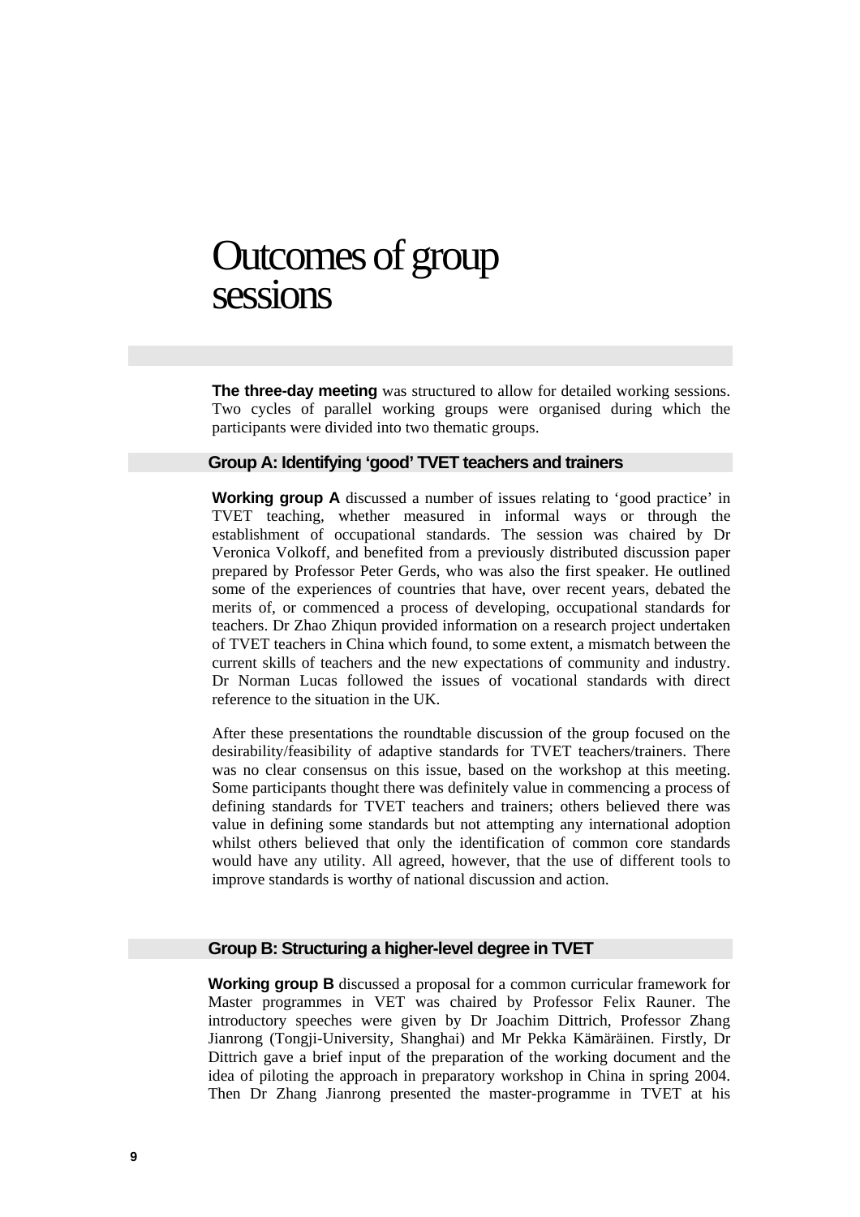# Outcomes of group sessions

**The three-day meeting** was structured to allow for detailed working sessions. Two cycles of parallel working groups were organised during which the participants were divided into two thematic groups.

## Group A: Identifying 'good' TVET teachers and trainers

**Working group A** discussed a number of issues relating to 'good practice' in TVET teaching, whether measured in informal ways or through the establishment of occupational standards. The session was chaired by Dr Veronica Volkoff, and benefited from a previously distributed discussion paper prepared by Professor Peter Gerds, who was also the first speaker. He outlined some of the experiences of countries that have, over recent years, debated the merits of, or commenced a process of developing, occupational standards for teachers. Dr Zhao Zhiqun provided information on a research project undertaken of TVET teachers in China which found, to some extent, a mismatch between the current skills of teachers and the new expectations of community and industry. Dr Norman Lucas followed the issues of vocational standards with direct reference to the situation in the UK.

After these presentations the roundtable discussion of the group focused on the desirability/feasibility of adaptive standards for TVET teachers/trainers. There was no clear consensus on this issue, based on the workshop at this meeting. Some participants thought there was definitely value in commencing a process of defining standards for TVET teachers and trainers; others believed there was value in defining some standards but not attempting any international adoption whilst others believed that only the identification of common core standards would have any utility. All agreed, however, that the use of different tools to improve standards is worthy of national discussion and action.

## Group B: Structuring a higher-level degree in TVET

**Working group B** discussed a proposal for a common curricular framework for Master programmes in VET was chaired by Professor Felix Rauner. The introductory speeches were given by Dr Joachim Dittrich, Professor Zhang Jianrong (Tongji-University, Shanghai) and Mr Pekka Kämäräinen. Firstly, Dr Dittrich gave a brief input of the preparation of the working document and the idea of piloting the approach in preparatory workshop in China in spring 2004. Then Dr Zhang Jianrong presented the master-programme in TVET at his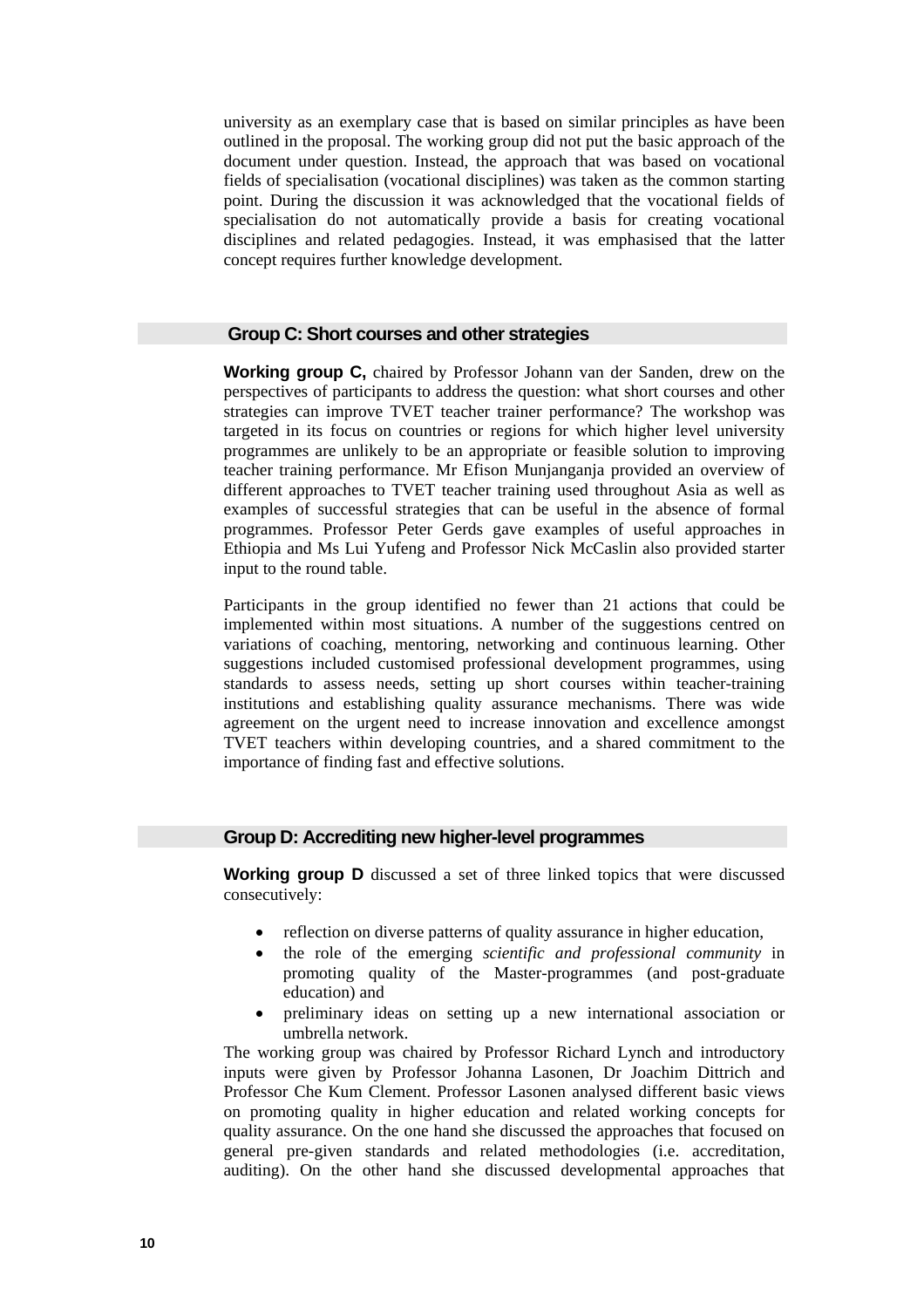university as an exemplary case that is based on similar principles as have been outlined in the proposal. The working group did not put the basic approach of the document under question. Instead, the approach that was based on vocational fields of specialisation (vocational disciplines) was taken as the common starting point. During the discussion it was acknowledged that the vocational fields of specialisation do not automatically provide a basis for creating vocational disciplines and related pedagogies. Instead, it was emphasised that the latter concept requires further knowledge development.

## Group C: Short courses and other strategies

**Working group C,** chaired by Professor Johann van der Sanden, drew on the perspectives of participants to address the question: what short courses and other strategies can improve TVET teacher trainer performance? The workshop was targeted in its focus on countries or regions for which higher level university programmes are unlikely to be an appropriate or feasible solution to improving teacher training performance. Mr Efison Munjanganja provided an overview of different approaches to TVET teacher training used throughout Asia as well as examples of successful strategies that can be useful in the absence of formal programmes. Professor Peter Gerds gave examples of useful approaches in Ethiopia and Ms Lui Yufeng and Professor Nick McCaslin also provided starter input to the round table.

Participants in the group identified no fewer than 21 actions that could be implemented within most situations. A number of the suggestions centred on variations of coaching, mentoring, networking and continuous learning. Other suggestions included customised professional development programmes, using standards to assess needs, setting up short courses within teacher-training institutions and establishing quality assurance mechanisms. There was wide agreement on the urgent need to increase innovation and excellence amongst TVET teachers within developing countries, and a shared commitment to the importance of finding fast and effective solutions.

## Group D: Accrediting new higher-level programmes

**Working group D** discussed a set of three linked topics that were discussed consecutively:

- reflection on diverse patterns of quality assurance in higher education,
- the role of the emerging *scientific and professional community* in promoting quality of the Master-programmes (and post-graduate education) and
- preliminary ideas on setting up a new international association or umbrella network.

The working group was chaired by Professor Richard Lynch and introductory inputs were given by Professor Johanna Lasonen, Dr Joachim Dittrich and Professor Che Kum Clement. Professor Lasonen analysed different basic views on promoting quality in higher education and related working concepts for quality assurance. On the one hand she discussed the approaches that focused on general pre-given standards and related methodologies (i.e. accreditation, auditing). On the other hand she discussed developmental approaches that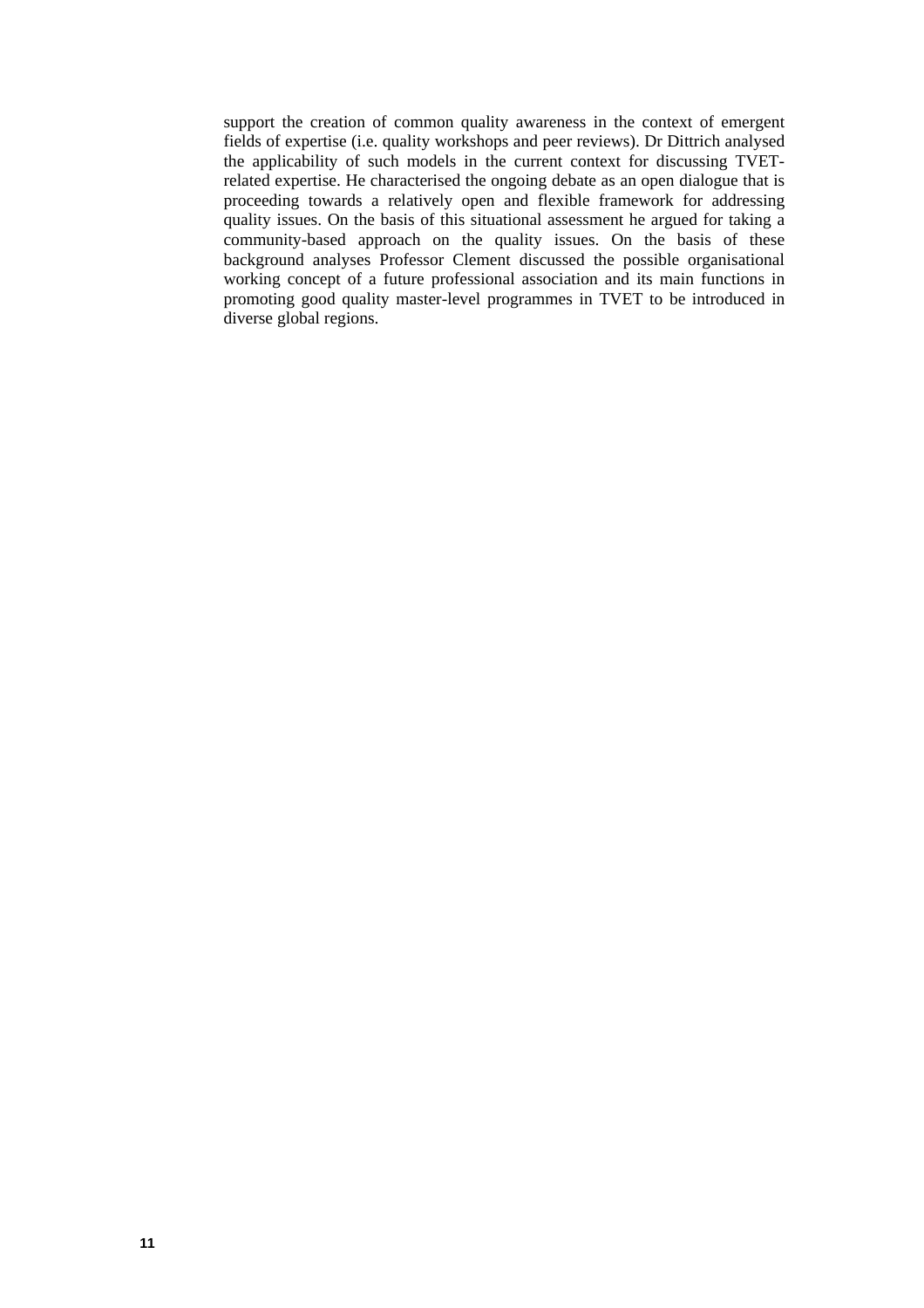support the creation of common quality awareness in the context of emergent fields of expertise (i.e. quality workshops and peer reviews). Dr Dittrich analysed the applicability of such models in the current context for discussing TVET-related expertise. He characterised the ongoing debate as an open dialogue that is proceeding towards a relatively open and flexible framework for addressing quality issues. On the basis of this situational assessment he argued for taking a community-based approach on the quality issues. On the basis of these background analyses Professor Clement discussed the possible organisational working concept of a future professional association and its main functions in promoting good quality master-level programmes in TVET to be introduced in diverse global regions.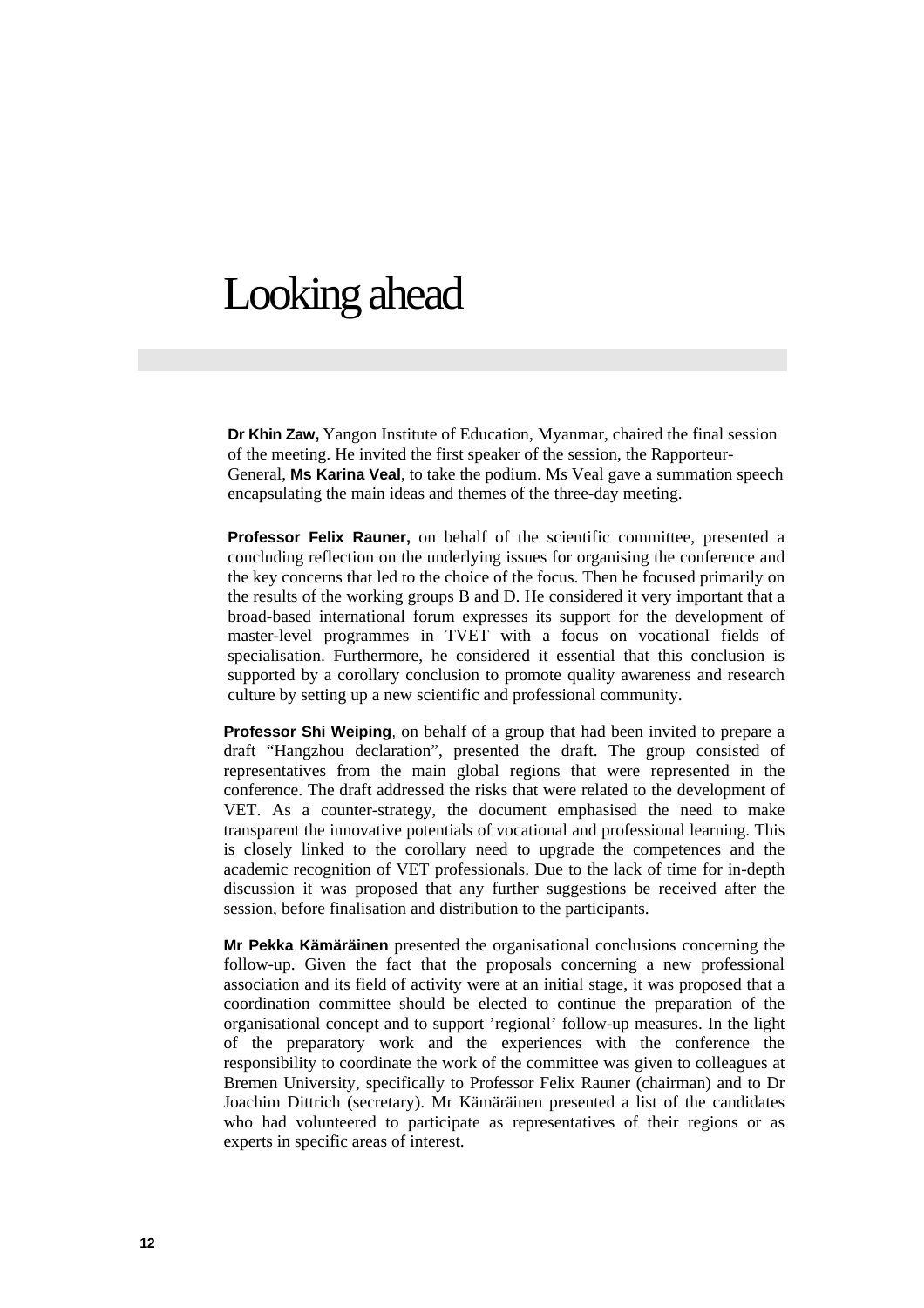# Looking ahead

**Dr Khin Zaw,** Yangon Institute of Education, Myanmar, chaired the final session of the meeting. He invited the first speaker of the session, the Rapporteur-General, **Ms Karina Veal**, to take the podium. Ms Veal gave a summation speech encapsulating the main ideas and themes of the three-day meeting.

**Professor Felix Rauner,** on behalf of the scientific committee, presented a concluding reflection on the underlying issues for organising the conference and the key concerns that led to the choice of the focus. Then he focused primarily on the results of the working groups B and D. He considered it very important that a broad-based international forum expresses its support for the development of master-level programmes in TVET with a focus on vocational fields of specialisation. Furthermore, he considered it essential that this conclusion is supported by a corollary conclusion to promote quality awareness and research culture by setting up a new scientific and professional community.

**Professor Shi Weiping**, on behalf of a group that had been invited to prepare a draft "Hangzhou declaration", presented the draft. The group consisted of representatives from the main global regions that were represented in the conference. The draft addressed the risks that were related to the development of VET. As a counter-strategy, the document emphasised the need to make transparent the innovative potentials of vocational and professional learning. This is closely linked to the corollary need to upgrade the competences and the academic recognition of VET professionals. Due to the lack of time for in-depth discussion it was proposed that any further suggestions be received after the session, before finalisation and distribution to the participants.

**Mr Pekka Kämäräinen** presented the organisational conclusions concerning the follow-up. Given the fact that the proposals concerning a new professional association and its field of activity were at an initial stage, it was proposed that a coordination committee should be elected to continue the preparation of the organisational concept and to support 'regional' follow-up measures. In the light of the preparatory work and the experiences with the conference the responsibility to coordinate the work of the committee was given to colleagues at Bremen University, specifically to Professor Felix Rauner (chairman) and to Dr Joachim Dittrich (secretary). Mr Kämäräinen presented a list of the candidates who had volunteered to participate as representatives of their regions or as experts in specific areas of interest.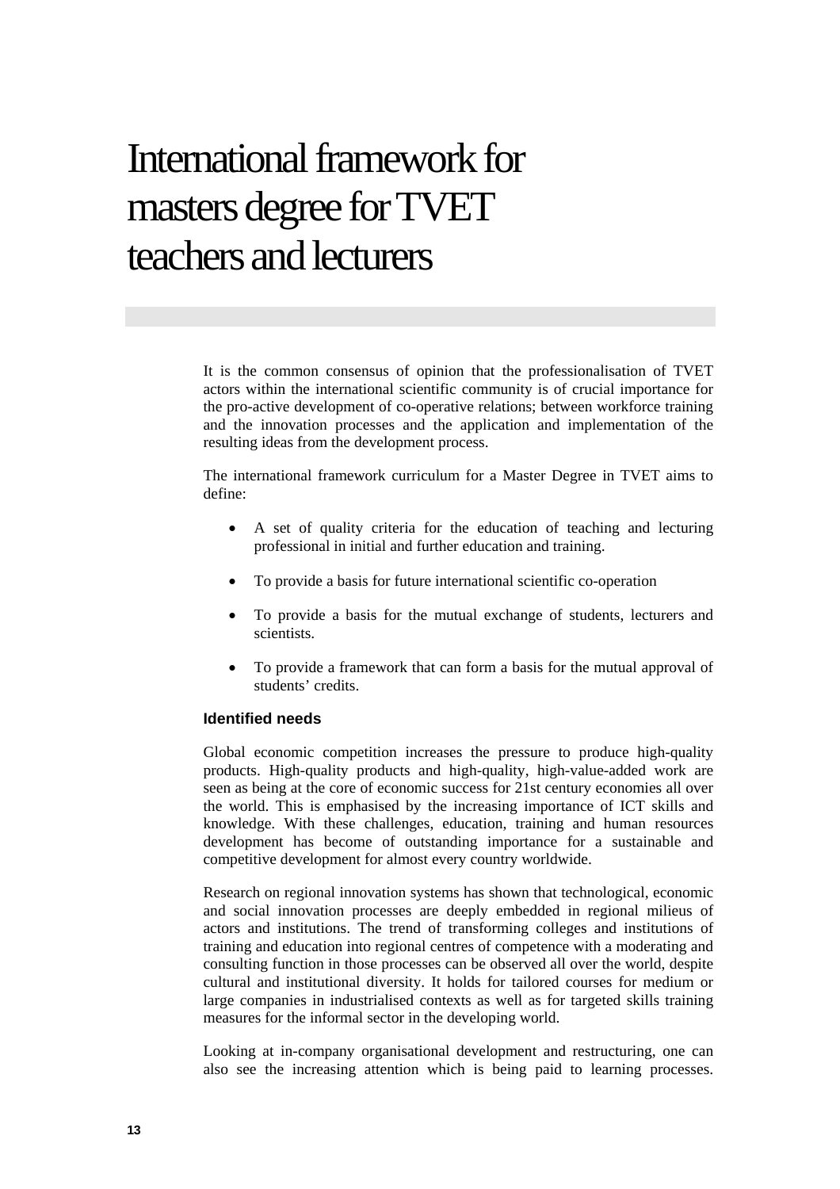# International framework for masters degree for TVET teachers and lecturers

It is the common consensus of opinion that the professionalisation of TVET actors within the international scientific community is of crucial importance for the pro-active development of co-operative relations; between workforce training and the innovation processes and the application and implementation of the resulting ideas from the development process.

The international framework curriculum for a Master Degree in TVET aims to define:

- A set of quality criteria for the education of teaching and lecturing professional in initial and further education and training.
- To provide a basis for future international scientific co-operation
- To provide a basis for the mutual exchange of students, lecturers and scientists.
- To provide a framework that can form a basis for the mutual approval of students' credits.

### Identified needs

Global economic competition increases the pressure to produce high-quality products. High-quality products and high-quality, high-value-added work are seen as being at the core of economic success for 21st century economies all over the world. This is emphasised by the increasing importance of ICT skills and knowledge. With these challenges, education, training and human resources development has become of outstanding importance for a sustainable and competitive development for almost every country worldwide.

Research on regional innovation systems has shown that technological, economic and social innovation processes are deeply embedded in regional milieus of actors and institutions. The trend of transforming colleges and institutions of training and education into regional centres of competence with a moderating and consulting function in those processes can be observed all over the world, despite cultural and institutional diversity. It holds for tailored courses for medium or large companies in industrialised contexts as well as for targeted skills training measures for the informal sector in the developing world.

Looking at in-company organisational development and restructuring, one can also see the increasing attention which is being paid to learning processes.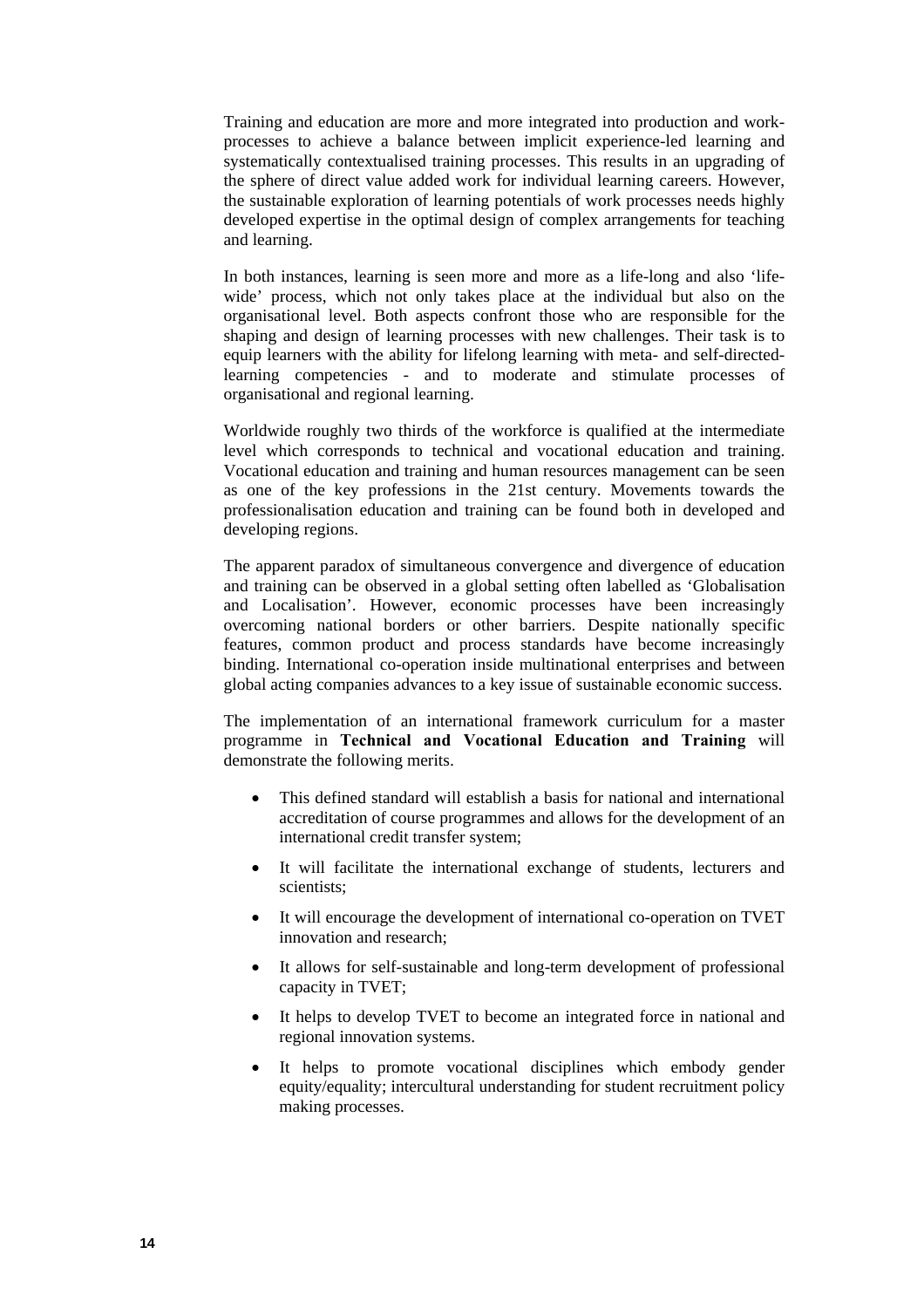Training and education are more and more integrated into production and work-processes to achieve a balance between implicit experience-led learning and systematically contextualised training processes. This results in an upgrading of the sphere of direct value added work for individual learning careers. However, the sustainable exploration of learning potentials of work processes needs highly developed expertise in the optimal design of complex arrangements for teaching and learning.

In both instances, learning is seen more and more as a life-long and also 'life-wide' process, which not only takes place at the individual but also on the organisational level. Both aspects confront those who are responsible for the shaping and design of learning processes with new challenges. Their task is to equip learners with the ability for lifelong learning with meta- and self-directed-learning competencies - and to moderate and stimulate processes of organisational and regional learning.

Worldwide roughly two thirds of the workforce is qualified at the intermediate level which corresponds to technical and vocational education and training. Vocational education and training and human resources management can be seen as one of the key professions in the 21st century. Movements towards the professionalisation education and training can be found both in developed and developing regions.

The apparent paradox of simultaneous convergence and divergence of education and training can be observed in a global setting often labelled as 'Globalisation and Localisation'. However, economic processes have been increasingly overcoming national borders or other barriers. Despite nationally specific features, common product and process standards have become increasingly binding. International co-operation inside multinational enterprises and between global acting companies advances to a key issue of sustainable economic success.

The implementation of an international framework curriculum for a master programme in **Technical and Vocational Education and Training** will demonstrate the following merits.

- This defined standard will establish a basis for national and international accreditation of course programmes and allows for the development of an international credit transfer system;
- It will facilitate the international exchange of students, lecturers and scientists;
- It will encourage the development of international co-operation on TVET innovation and research;
- It allows for self-sustainable and long-term development of professional capacity in TVET;
- It helps to develop TVET to become an integrated force in national and regional innovation systems.
- It helps to promote vocational disciplines which embody gender equity/equality; intercultural understanding for student recruitment policy making processes.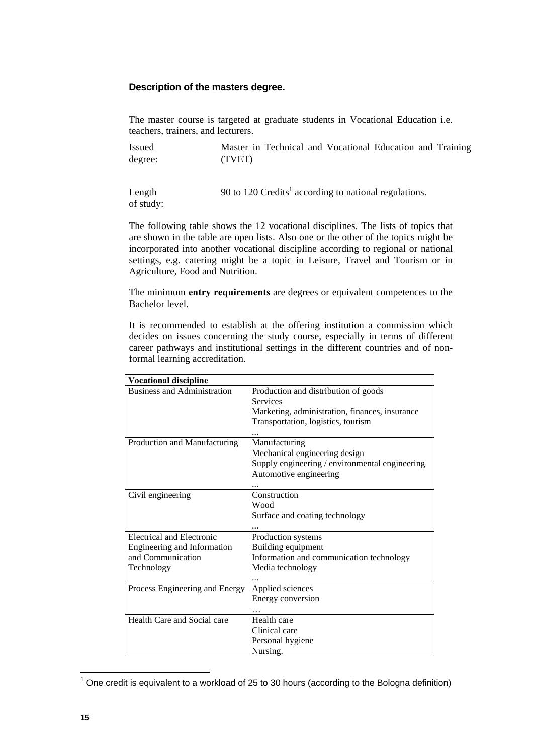### Description of the masters degree.

The master course is targeted at graduate students in Vocational Education i.e. teachers, trainers, and lecturers.

Issued degree: Master in Technical and Vocational Education and Training (TVET)

Length of study: 90 to 120 Credits[1] according to national regulations.

The following table shows the 12 vocational disciplines. The lists of topics that are shown in the table are open lists. Also one or the other of the topics might be incorporated into another vocational discipline according to regional or national settings, e.g. catering might be a topic in Leisure, Travel and Tourism or in Agriculture, Food and Nutrition.

The minimum **entry requirements** are degrees or equivalent competences to the Bachelor level.

It is recommended to establish at the offering institution a commission which decides on issues concerning the study course, especially in terms of different career pathways and institutional settings in the different countries and of non-formal learning accreditation.

| **Vocational discipline** | |
|---|---|
| Business and Administration | Production and distribution of goods<br>Services<br>Marketing, administration, finances, insurance<br>Transportation, logistics, tourism<br>... |
| Production and Manufacturing | Manufacturing<br>Mechanical engineering design<br>Supply engineering / environmental engineering<br>Automotive engineering<br>... |
| Civil engineering | Construction<br>Wood<br>Surface and coating technology<br>... |
| Electrical and Electronic Engineering and Information and Communication Technology | Production systems<br>Building equipment<br>Information and communication technology<br>Media technology<br>... |
| Process Engineering and Energy | Applied sciences<br>Energy conversion<br>… |
| Health Care and Social care | Health care<br>Clinical care<br>Personal hygiene<br>Nursing. |

[1] One credit is equivalent to a workload of 25 to 30 hours (according to the Bologna definition)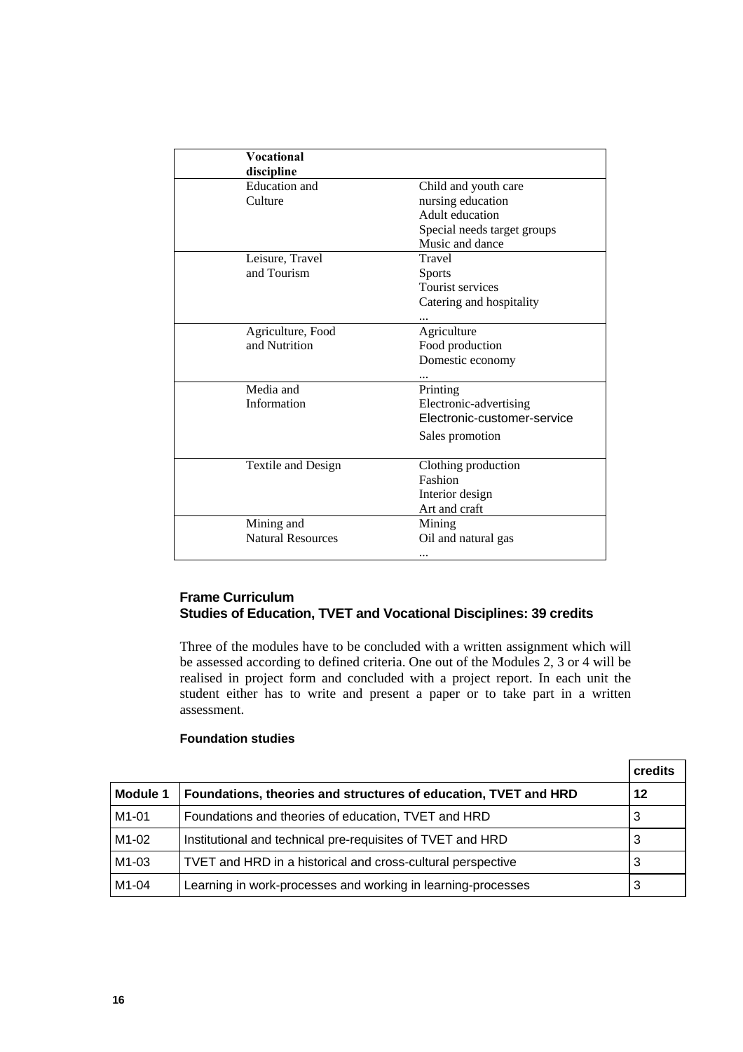| Vocational discipline | |
|---|---|
| Education and Culture | Child and youth care<br>nursing education<br>Adult education<br>Special needs target groups<br>Music and dance |
| Leisure, Travel and Tourism | Travel<br>Sports<br>Tourist services<br>Catering and hospitality<br>... |
| Agriculture, Food and Nutrition | Agriculture<br>Food production<br>Domestic economy<br>... |
| Media and Information | Printing<br>Electronic-advertising<br>Electronic-customer-service<br>Sales promotion |
| Textile and Design | Clothing production<br>Fashion<br>Interior design<br>Art and craft |
| Mining and Natural Resources | Mining<br>Oil and natural gas<br>... |

### Frame Curriculum
### Studies of Education, TVET and Vocational Disciplines: 39 credits

Three of the modules have to be concluded with a written assignment which will be assessed according to defined criteria. One out of the Modules 2, 3 or 4 will be realised in project form and concluded with a project report. In each unit the student either has to write and present a paper or to take part in a written assessment.

#### Foundation studies

| | | credits |
|---|---|---|
| **Module 1** | **Foundations, theories and structures of education, TVET and HRD** | **12** |
| M1-01 | Foundations and theories of education, TVET and HRD | 3 |
| M1-02 | Institutional and technical pre-requisites of TVET and HRD | 3 |
| M1-03 | TVET and HRD in a historical and cross-cultural perspective | 3 |
| M1-04 | Learning in work-processes and working in learning-processes | 3 |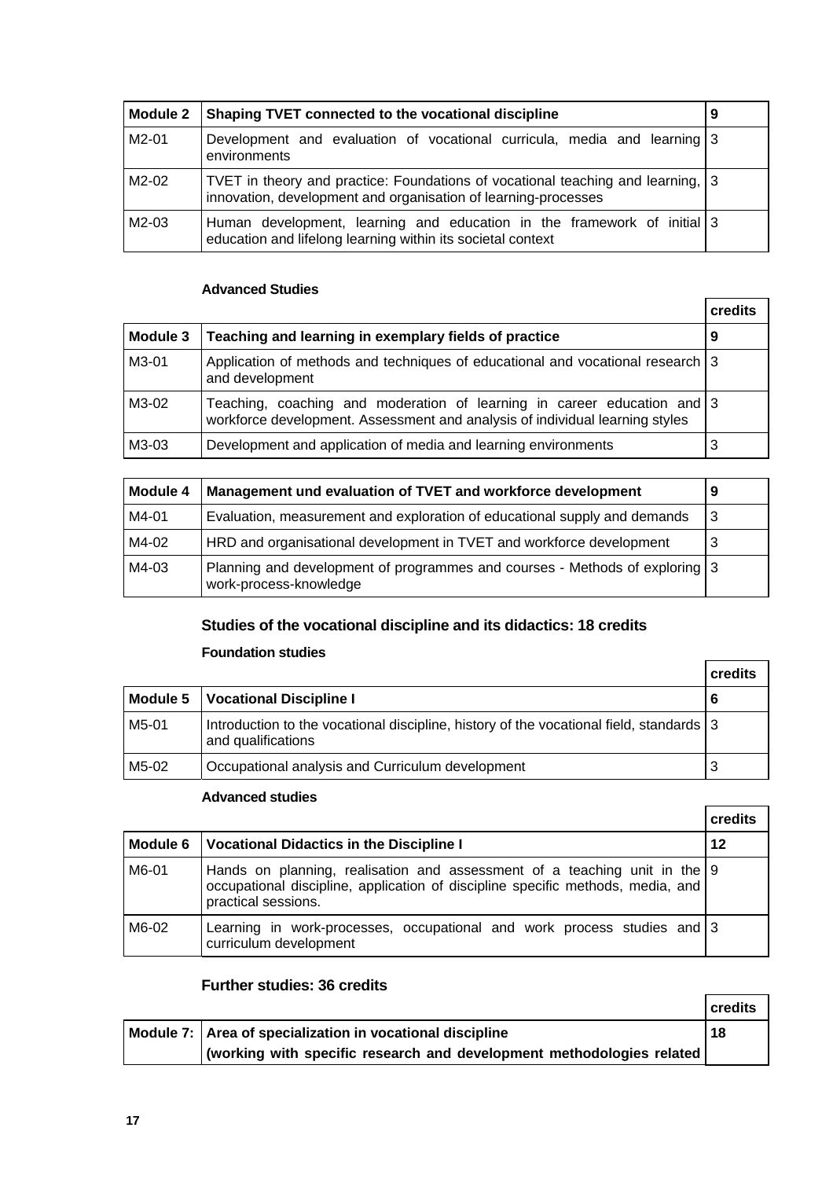| Module 2 | Shaping TVET connected to the vocational discipline | 9 |
|---|---|---|
| M2-01 | Development and evaluation of vocational curricula, media and learning environments | 3 |
| M2-02 | TVET in theory and practice: Foundations of vocational teaching and learning, innovation, development and organisation of learning-processes | 3 |
| M2-03 | Human development, learning and education in the framework of initial education and lifelong learning within its societal context | 3 |

**Advanced Studies**

| | | credits |
|---|---|---|
| **Module 3** | **Teaching and learning in exemplary fields of practice** | **9** |
| M3-01 | Application of methods and techniques of educational and vocational research and development | 3 |
| M3-02 | Teaching, coaching and moderation of learning in career education and workforce development. Assessment and analysis of individual learning styles | 3 |
| M3-03 | Development and application of media and learning environments | 3 |

| Module 4 | Management und evaluation of TVET and workforce development | 9 |
|---|---|---|
| M4-01 | Evaluation, measurement and exploration of educational supply and demands | 3 |
| M4-02 | HRD and organisational development in TVET and workforce development | 3 |
| M4-03 | Planning and development of programmes and courses - Methods of exploring work-process-knowledge | 3 |

### Studies of the vocational discipline and its didactics: 18 credits

**Foundation studies**

| | | credits |
|---|---|---|
| **Module 5** | **Vocational Discipline I** | **6** |
| M5-01 | Introduction to the vocational discipline, history of the vocational field, standards and qualifications | 3 |
| M5-02 | Occupational analysis and Curriculum development | 3 |

**Advanced studies**

| | | credits |
|---|---|---|
| **Module 6** | **Vocational Didactics in the Discipline I** | **12** |
| M6-01 | Hands on planning, realisation and assessment of a teaching unit in the occupational discipline, application of discipline specific methods, media, and practical sessions. | 9 |
| M6-02 | Learning in work-processes, occupational and work process studies and curriculum development | 3 |

### Further studies: 36 credits

| | | credits |
|---|---|---|
| **Module 7:** | **Area of specialization in vocational discipline (working with specific research and development methodologies related** | **18** |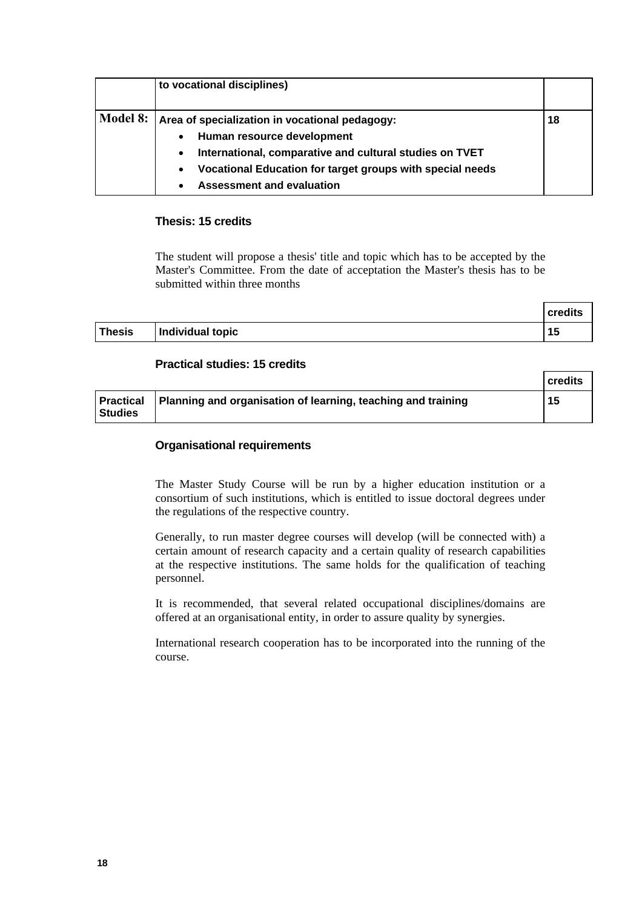| | | |
|---|---|---|
| | **to vocational disciplines)** | |
| **Model 8:** | **Area of specialization in vocational pedagogy:**<br>• **Human resource development**<br>• **International, comparative and cultural studies on TVET**<br>• **Vocational Education for target groups with special needs**<br>• **Assessment and evaluation** | **18** |

### Thesis: 15 credits

The student will propose a thesis' title and topic which has to be accepted by the Master's Committee. From the date of acceptation the Master's thesis has to be submitted within three months

| | | credits |
|---|---|---|
| **Thesis** | **Individual topic** | **15** |

### Practical studies: 15 credits

| | | credits |
|---|---|---|
| **Practical Studies** | **Planning and organisation of learning, teaching and training** | **15** |

### Organisational requirements

The Master Study Course will be run by a higher education institution or a consortium of such institutions, which is entitled to issue doctoral degrees under the regulations of the respective country.

Generally, to run master degree courses will develop (will be connected with) a certain amount of research capacity and a certain quality of research capabilities at the respective institutions. The same holds for the qualification of teaching personnel.

It is recommended, that several related occupational disciplines/domains are offered at an organisational entity, in order to assure quality by synergies.

International research cooperation has to be incorporated into the running of the course.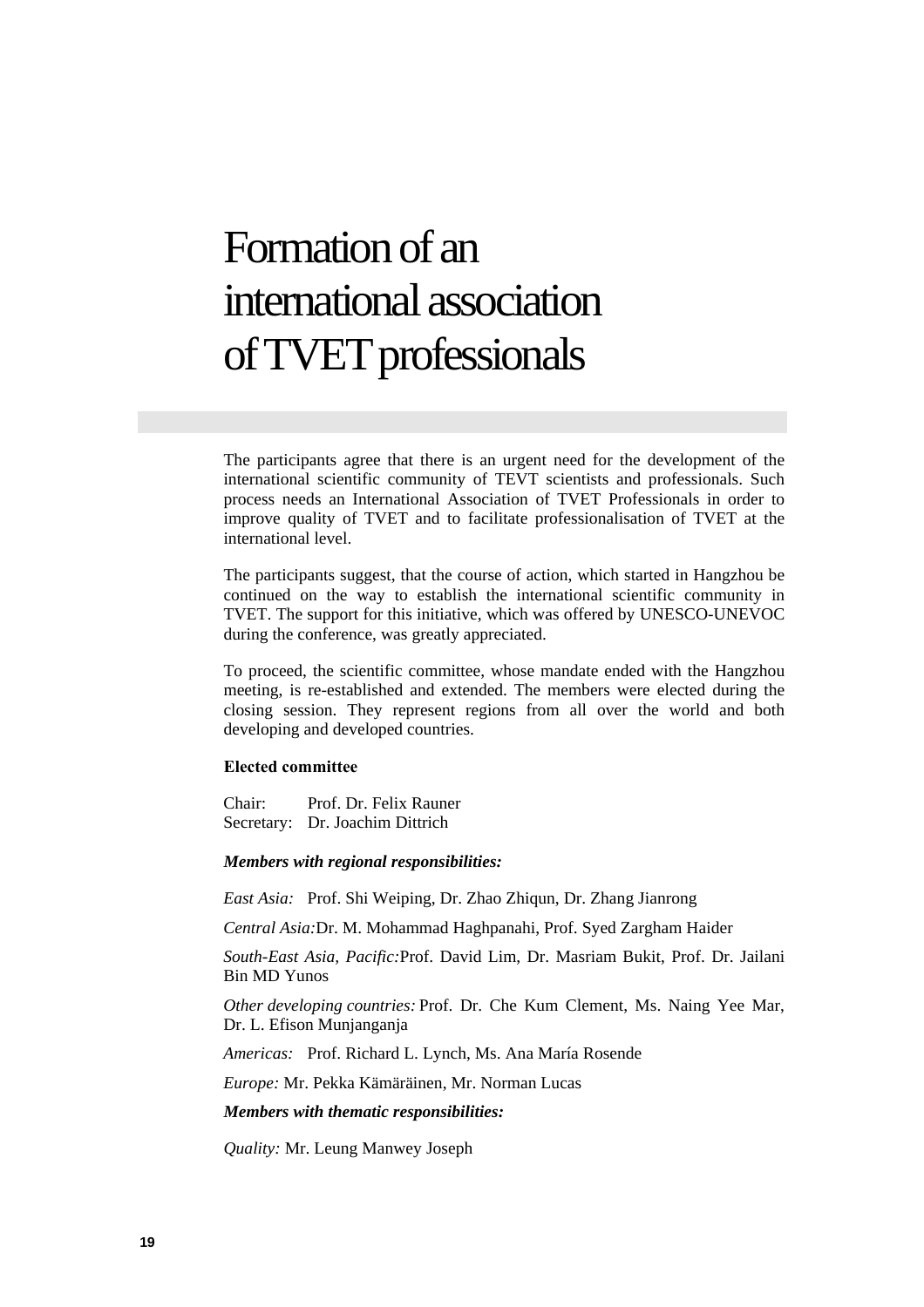# Formation of an international association of TVET professionals

The participants agree that there is an urgent need for the development of the international scientific community of TEVT scientists and professionals. Such process needs an International Association of TVET Professionals in order to improve quality of TVET and to facilitate professionalisation of TVET at the international level.

The participants suggest, that the course of action, which started in Hangzhou be continued on the way to establish the international scientific community in TVET. The support for this initiative, which was offered by UNESCO-UNEVOC during the conference, was greatly appreciated.

To proceed, the scientific committee, whose mandate ended with the Hangzhou meeting, is re-established and extended. The members were elected during the closing session. They represent regions from all over the world and both developing and developed countries.

**Elected committee**

Chair: Prof. Dr. Felix Rauner
Secretary: Dr. Joachim Dittrich

***Members with regional responsibilities:***

*East Asia:* Prof. Shi Weiping, Dr. Zhao Zhiqun, Dr. Zhang Jianrong

*Central Asia:* Dr. M. Mohammad Haghpanahi, Prof. Syed Zargham Haider

*South-East Asia, Pacific:* Prof. David Lim, Dr. Masriam Bukit, Prof. Dr. Jailani Bin MD Yunos

*Other developing countries:* Prof. Dr. Che Kum Clement, Ms. Naing Yee Mar, Dr. L. Efison Munjanganja

*Americas:* Prof. Richard L. Lynch, Ms. Ana María Rosende

*Europe:* Mr. Pekka Kämäräinen, Mr. Norman Lucas

***Members with thematic responsibilities:***

*Quality:* Mr. Leung Manwey Joseph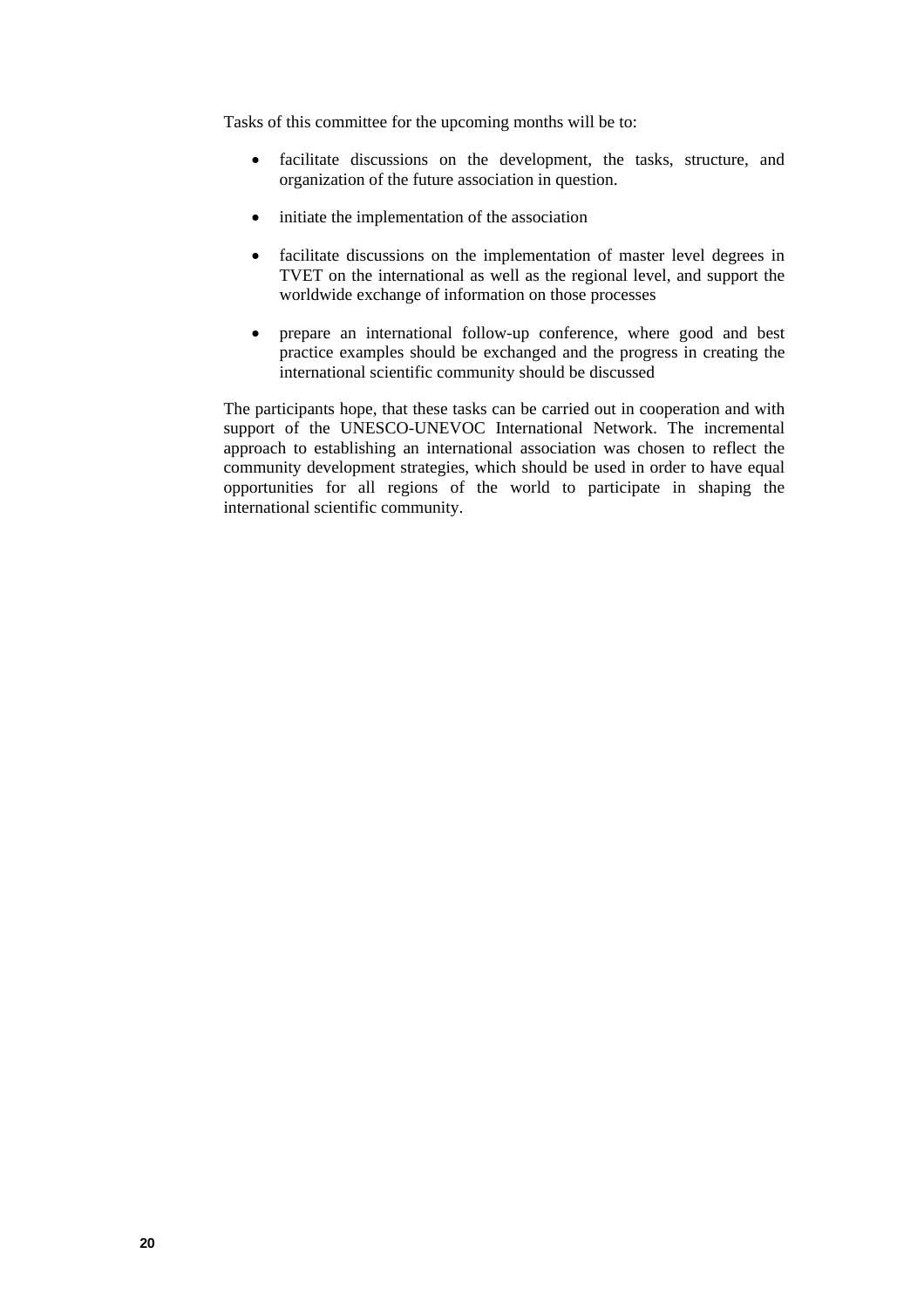Tasks of this committee for the upcoming months will be to:

- facilitate discussions on the development, the tasks, structure, and organization of the future association in question.
- initiate the implementation of the association
- facilitate discussions on the implementation of master level degrees in TVET on the international as well as the regional level, and support the worldwide exchange of information on those processes
- prepare an international follow-up conference, where good and best practice examples should be exchanged and the progress in creating the international scientific community should be discussed

The participants hope, that these tasks can be carried out in cooperation and with support of the UNESCO-UNEVOC International Network. The incremental approach to establishing an international association was chosen to reflect the community development strategies, which should be used in order to have equal opportunities for all regions of the world to participate in shaping the international scientific community.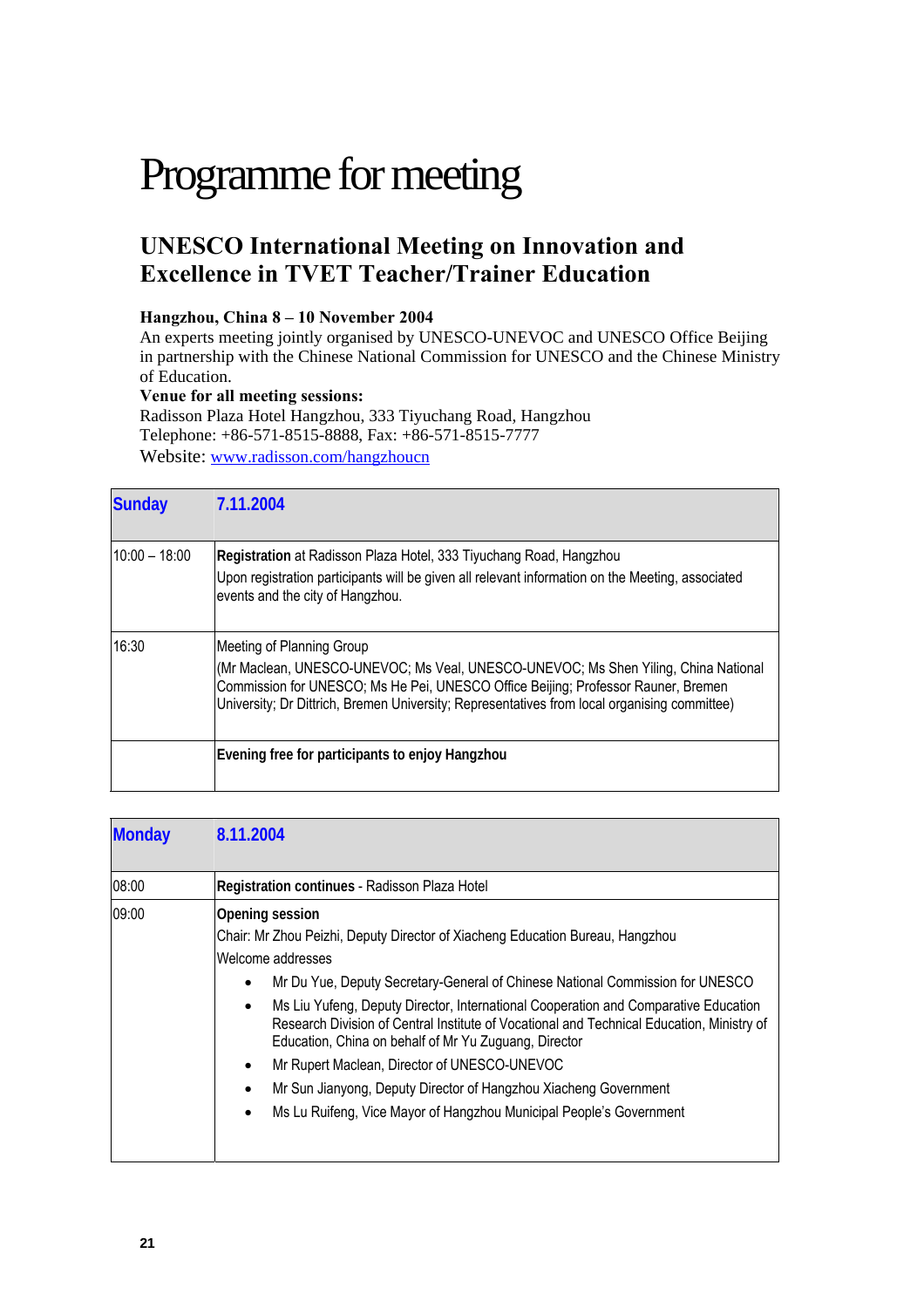# Programme for meeting

## UNESCO International Meeting on Innovation and Excellence in TVET Teacher/Trainer Education

**Hangzhou, China 8 – 10 November 2004**

An experts meeting jointly organised by UNESCO-UNEVOC and UNESCO Office Beijing in partnership with the Chinese National Commission for UNESCO and the Chinese Ministry of Education.

**Venue for all meeting sessions:**

Radisson Plaza Hotel Hangzhou, 333 Tiyuchang Road, Hangzhou

Telephone: +86-571-8515-8888, Fax: +86-571-8515-7777

Website: www.radisson.com/hangzhoucn

| **Sunday** | **7.11.2004** |
|---|---|
| 10:00 – 18:00 | **Registration** at Radisson Plaza Hotel, 333 Tiyuchang Road, Hangzhou<br>Upon registration participants will be given all relevant information on the Meeting, associated events and the city of Hangzhou. |
| 16:30 | Meeting of Planning Group<br>(Mr Maclean, UNESCO-UNEVOC; Ms Veal, UNESCO-UNEVOC; Ms Shen Yiling, China National Commission for UNESCO; Ms He Pei, UNESCO Office Beijing; Professor Rauner, Bremen University; Dr Dittrich, Bremen University; Representatives from local organising committee) |
| | **Evening free for participants to enjoy Hangzhou** |

| **Monday** | **8.11.2004** |
|---|---|
| 08:00 | **Registration continues** - Radisson Plaza Hotel |
| 09:00 | **Opening session**<br>Chair: Mr Zhou Peizhi, Deputy Director of Xiacheng Education Bureau, Hangzhou<br>Welcome addresses<br>• Mr Du Yue, Deputy Secretary-General of Chinese National Commission for UNESCO<br>• Ms Liu Yufeng, Deputy Director, International Cooperation and Comparative Education Research Division of Central Institute of Vocational and Technical Education, Ministry of Education, China on behalf of Mr Yu Zuguang, Director<br>• Mr Rupert Maclean, Director of UNESCO-UNEVOC<br>• Mr Sun Jianyong, Deputy Director of Hangzhou Xiacheng Government<br>• Ms Lu Ruifeng, Vice Mayor of Hangzhou Municipal People's Government |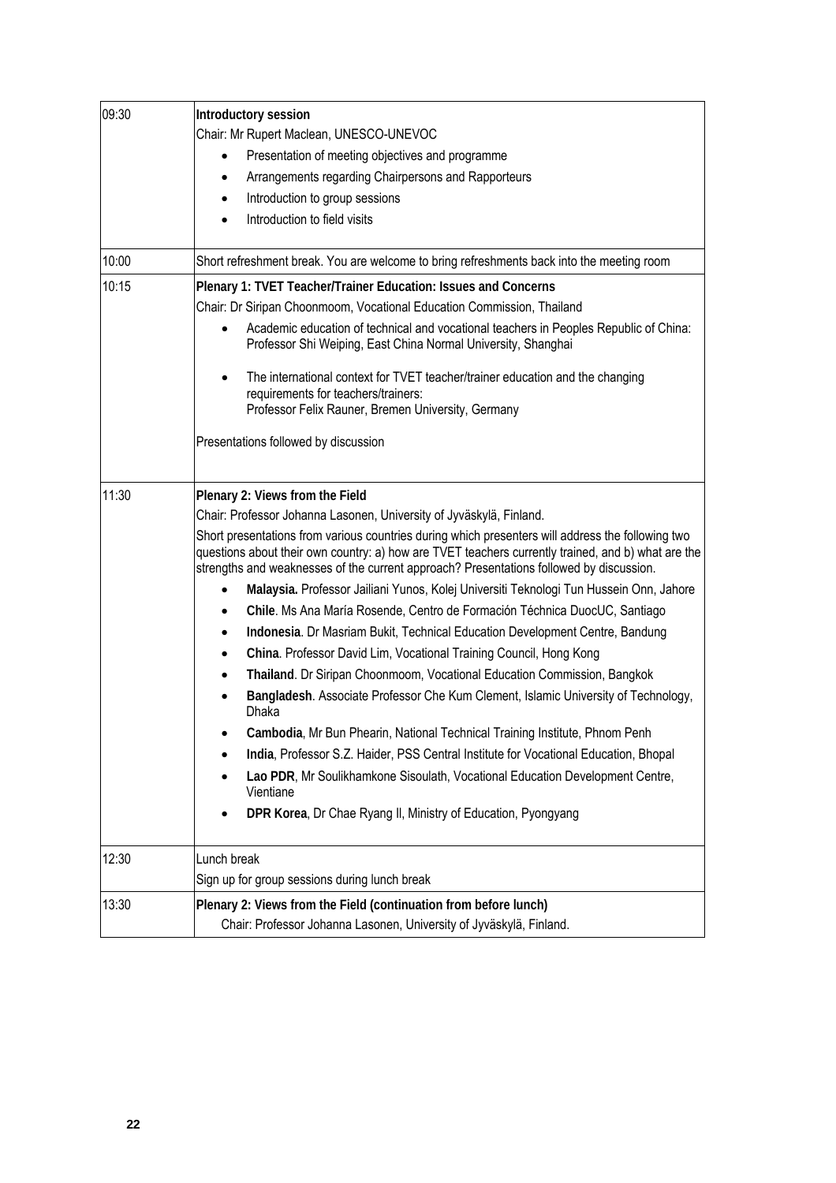| | |
|---|---|
| 09:30 | **Introductory session**<br>Chair: Mr Rupert Maclean, UNESCO-UNEVOC<br>• Presentation of meeting objectives and programme<br>• Arrangements regarding Chairpersons and Rapporteurs<br>• Introduction to group sessions<br>• Introduction to field visits |
| 10:00 | Short refreshment break. You are welcome to bring refreshments back into the meeting room |
| 10:15 | **Plenary 1: TVET Teacher/Trainer Education: Issues and Concerns**<br>Chair: Dr Siripan Choonmoom, Vocational Education Commission, Thailand<br>• Academic education of technical and vocational teachers in Peoples Republic of China: Professor Shi Weiping, East China Normal University, Shanghai<br>• The international context for TVET teacher/trainer education and the changing requirements for teachers/trainers: Professor Felix Rauner, Bremen University, Germany<br><br>Presentations followed by discussion |
| 11:30 | **Plenary 2: Views from the Field**<br>Chair: Professor Johanna Lasonen, University of Jyväskylä, Finland.<br>Short presentations from various countries during which presenters will address the following two questions about their own country: a) how are TVET teachers currently trained, and b) what are the strengths and weaknesses of the current approach? Presentations followed by discussion.<br>• **Malaysia.** Professor Jailiani Yunos, Kolej Universiti Teknologi Tun Hussein Onn, Jahore<br>• **Chile**. Ms Ana María Rosende, Centro de Formación Téchnica DuocUC, Santiago<br>• **Indonesia**. Dr Masriam Bukit, Technical Education Development Centre, Bandung<br>• **China**. Professor David Lim, Vocational Training Council, Hong Kong<br>• **Thailand**. Dr Siripan Choonmoom, Vocational Education Commission, Bangkok<br>• **Bangladesh**. Associate Professor Che Kum Clement, Islamic University of Technology, Dhaka<br>• **Cambodia**, Mr Bun Phearin, National Technical Training Institute, Phnom Penh<br>• **India**, Professor S.Z. Haider, PSS Central Institute for Vocational Education, Bhopal<br>• **Lao PDR**, Mr Soulikhamkone Sisoulath, Vocational Education Development Centre, Vientiane<br>• **DPR Korea**, Dr Chae Ryang Il, Ministry of Education, Pyongyang |
| 12:30 | Lunch break<br>Sign up for group sessions during lunch break |
| 13:30 | **Plenary 2: Views from the Field (continuation from before lunch)**<br>Chair: Professor Johanna Lasonen, University of Jyväskylä, Finland. |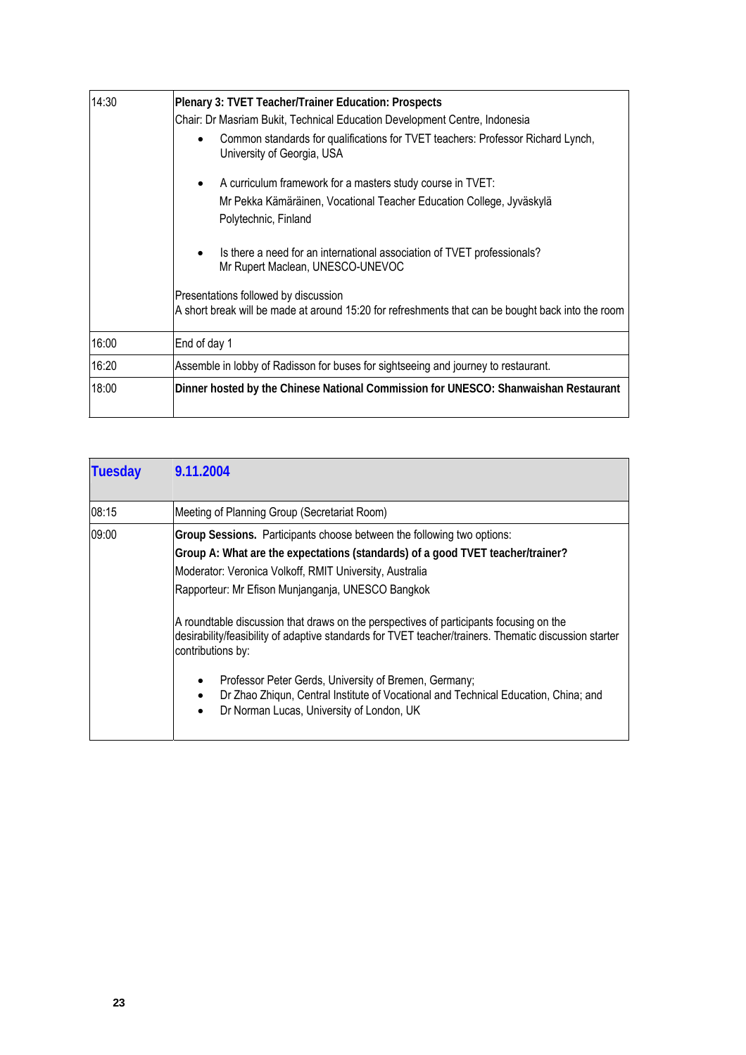| | |
|---|---|
| 14:30 | **Plenary 3: TVET Teacher/Trainer Education: Prospects**<br>Chair: Dr Masriam Bukit, Technical Education Development Centre, Indonesia<br>• Common standards for qualifications for TVET teachers: Professor Richard Lynch, University of Georgia, USA<br>• A curriculum framework for a masters study course in TVET: Mr Pekka Kämäräinen, Vocational Teacher Education College, Jyväskylä Polytechnic, Finland<br>• Is there a need for an international association of TVET professionals? Mr Rupert Maclean, UNESCO-UNEVOC<br>Presentations followed by discussion<br>A short break will be made at around 15:20 for refreshments that can be bought back into the room |
| 16:00 | End of day 1 |
| 16:20 | Assemble in lobby of Radisson for buses for sightseeing and journey to restaurant. |
| 18:00 | **Dinner hosted by the Chinese National Commission for UNESCO: Shanwaishan Restaurant** |

| **Tuesday** | **9.11.2004** |
|---|---|
| 08:15 | Meeting of Planning Group (Secretariat Room) |
| 09:00 | **Group Sessions.** Participants choose between the following two options:<br>**Group A: What are the expectations (standards) of a good TVET teacher/trainer?**<br>Moderator: Veronica Volkoff, RMIT University, Australia<br>Rapporteur: Mr Efison Munjanganja, UNESCO Bangkok<br>A roundtable discussion that draws on the perspectives of participants focusing on the desirability/feasibility of adaptive standards for TVET teacher/trainers. Thematic discussion starter contributions by:<br>• Professor Peter Gerds, University of Bremen, Germany;<br>• Dr Zhao Zhiqun, Central Institute of Vocational and Technical Education, China; and<br>• Dr Norman Lucas, University of London, UK |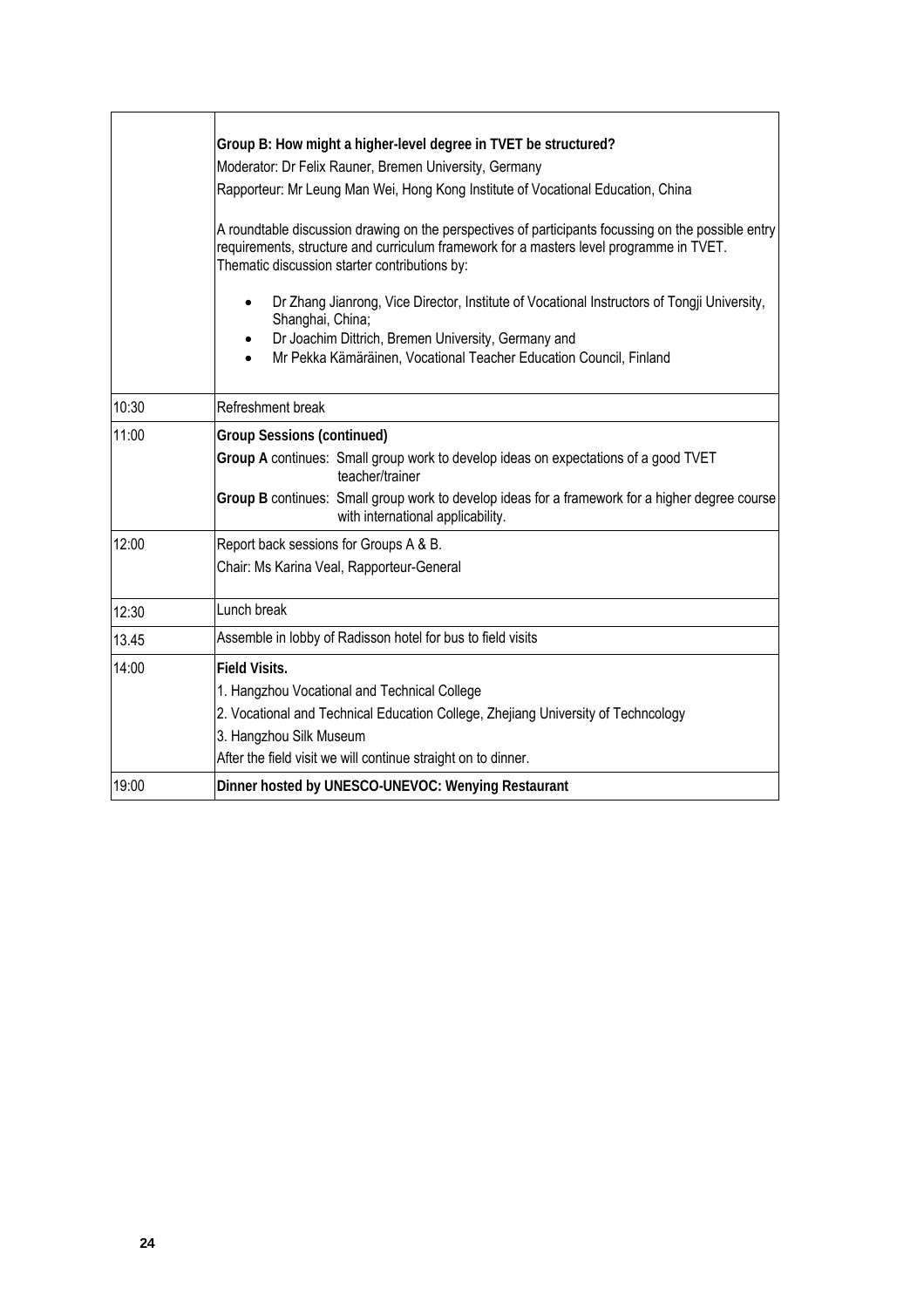| | |
|---|---|
| | **Group B: How might a higher-level degree in TVET be structured?**<br>Moderator: Dr Felix Rauner, Bremen University, Germany<br>Rapporteur: Mr Leung Man Wei, Hong Kong Institute of Vocational Education, China<br><br>A roundtable discussion drawing on the perspectives of participants focussing on the possible entry requirements, structure and curriculum framework for a masters level programme in TVET. Thematic discussion starter contributions by:<br>• Dr Zhang Jianrong, Vice Director, Institute of Vocational Instructors of Tongji University, Shanghai, China;<br>• Dr Joachim Dittrich, Bremen University, Germany and<br>• Mr Pekka Kämäräinen, Vocational Teacher Education Council, Finland |
| 10:30 | Refreshment break |
| 11:00 | **Group Sessions (continued)**<br>**Group A** continues: Small group work to develop ideas on expectations of a good TVET teacher/trainer<br>**Group B** continues: Small group work to develop ideas for a framework for a higher degree course with international applicability. |
| 12:00 | Report back sessions for Groups A & B.<br>Chair: Ms Karina Veal, Rapporteur-General |
| 12:30 | Lunch break |
| 13.45 | Assemble in lobby of Radisson hotel for bus to field visits |
| 14:00 | **Field Visits.**<br>1. Hangzhou Vocational and Technical College<br>2. Vocational and Technical Education College, Zhejiang University of Techncology<br>3. Hangzhou Silk Museum<br>After the field visit we will continue straight on to dinner. |
| 19:00 | **Dinner hosted by UNESCO-UNEVOC: Wenying Restaurant** |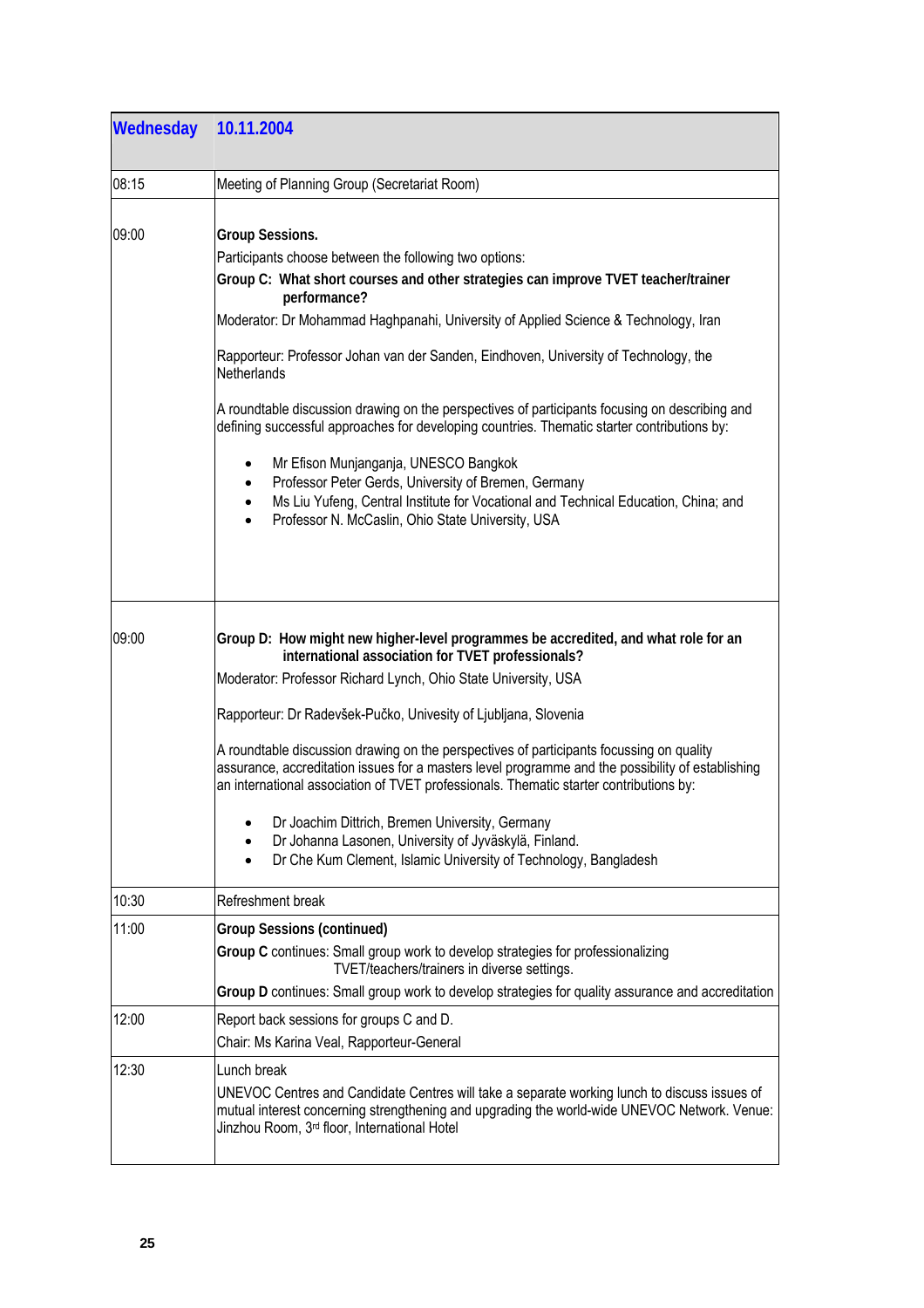| Wednesday | 10.11.2004 |
|---|---|
| 08:15 | Meeting of Planning Group (Secretariat Room) |
| 09:00 | **Group Sessions.**<br>Participants choose between the following two options:<br>**Group C: What short courses and other strategies can improve TVET teacher/trainer performance?**<br>Moderator: Dr Mohammad Haghpanahi, University of Applied Science & Technology, Iran<br><br>Rapporteur: Professor Johan van der Sanden, Eindhoven, University of Technology, the Netherlands<br><br>A roundtable discussion drawing on the perspectives of participants focusing on describing and defining successful approaches for developing countries. Thematic starter contributions by:<br><br>• Mr Efison Munjanganja, UNESCO Bangkok<br>• Professor Peter Gerds, University of Bremen, Germany<br>• Ms Liu Yufeng, Central Institute for Vocational and Technical Education, China; and<br>• Professor N. McCaslin, Ohio State University, USA |
| 09:00 | **Group D: How might new higher-level programmes be accredited, and what role for an international association for TVET professionals?**<br>Moderator: Professor Richard Lynch, Ohio State University, USA<br><br>Rapporteur: Dr Radevšek-Pučko, Univesity of Ljubljana, Slovenia<br><br>A roundtable discussion drawing on the perspectives of participants focussing on quality assurance, accreditation issues for a masters level programme and the possibility of establishing an international association of TVET professionals. Thematic starter contributions by:<br><br>• Dr Joachim Dittrich, Bremen University, Germany<br>• Dr Johanna Lasonen, University of Jyväskylä, Finland.<br>• Dr Che Kum Clement, Islamic University of Technology, Bangladesh |
| 10:30 | Refreshment break |
| 11:00 | **Group Sessions (continued)**<br>**Group C** continues: Small group work to develop strategies for professionalizing TVET/teachers/trainers in diverse settings.<br>**Group D** continues: Small group work to develop strategies for quality assurance and accreditation |
| 12:00 | Report back sessions for groups C and D.<br>Chair: Ms Karina Veal, Rapporteur-General |
| 12:30 | Lunch break<br>UNEVOC Centres and Candidate Centres will take a separate working lunch to discuss issues of mutual interest concerning strengthening and upgrading the world-wide UNEVOC Network. Venue: Jinzhou Room, 3rd floor, International Hotel |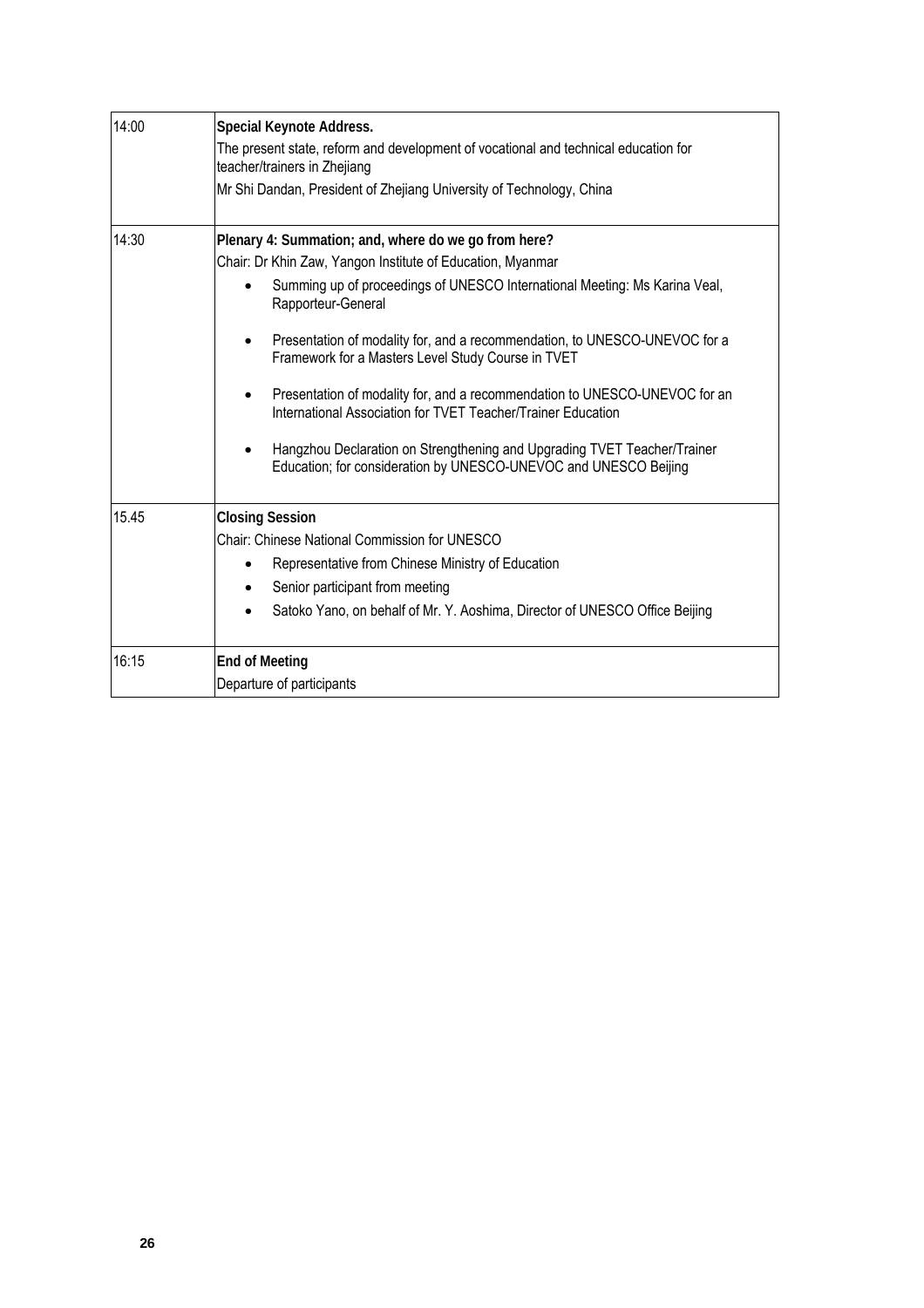| | |
|---|---|
| 14:00 | **Special Keynote Address.**<br>The present state, reform and development of vocational and technical education for teacher/trainers in Zhejiang<br>Mr Shi Dandan, President of Zhejiang University of Technology, China |
| 14:30 | **Plenary 4: Summation; and, where do we go from here?**<br>Chair: Dr Khin Zaw, Yangon Institute of Education, Myanmar<br>• Summing up of proceedings of UNESCO International Meeting: Ms Karina Veal, Rapporteur-General<br>• Presentation of modality for, and a recommendation, to UNESCO-UNEVOC for a Framework for a Masters Level Study Course in TVET<br>• Presentation of modality for, and a recommendation to UNESCO-UNEVOC for an International Association for TVET Teacher/Trainer Education<br>• Hangzhou Declaration on Strengthening and Upgrading TVET Teacher/Trainer Education; for consideration by UNESCO-UNEVOC and UNESCO Beijing |
| 15.45 | **Closing Session**<br>Chair: Chinese National Commission for UNESCO<br>• Representative from Chinese Ministry of Education<br>• Senior participant from meeting<br>• Satoko Yano, on behalf of Mr. Y. Aoshima, Director of UNESCO Office Beijing |
| 16:15 | **End of Meeting**<br>Departure of participants |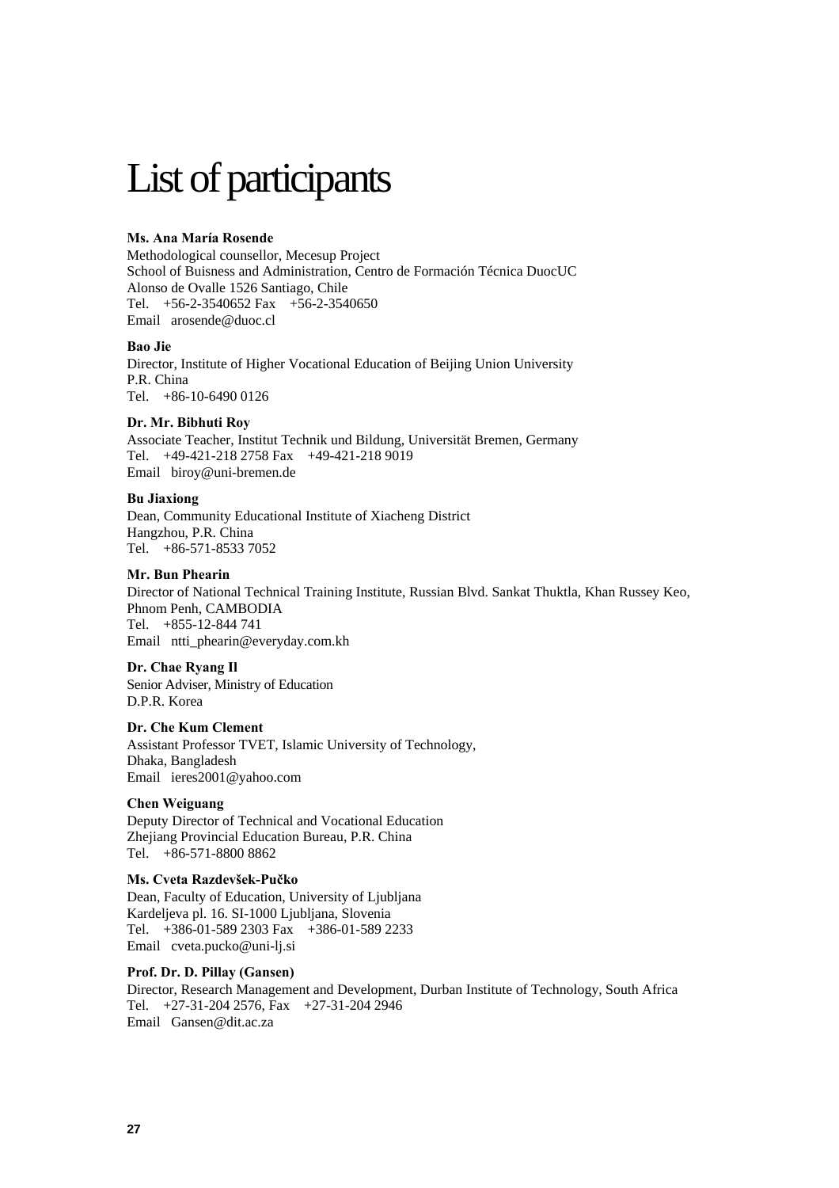# List of participants

**Ms. Ana María Rosende**
Methodological counsellor, Mecesup Project
School of Buisness and Administration, Centro de Formación Técnica DuocUC
Alonso de Ovalle 1526 Santiago, Chile
Tel. +56-2-3540652 Fax +56-2-3540650
Email arosende@duoc.cl

**Bao Jie**
Director, Institute of Higher Vocational Education of Beijing Union University
P.R. China
Tel. +86-10-6490 0126

**Dr. Mr. Bibhuti Roy**
Associate Teacher, Institut Technik und Bildung, Universität Bremen, Germany
Tel. +49-421-218 2758 Fax +49-421-218 9019
Email biroy@uni-bremen.de

**Bu Jiaxiong**
Dean, Community Educational Institute of Xiacheng District
Hangzhou, P.R. China
Tel. +86-571-8533 7052

**Mr. Bun Phearin**
Director of National Technical Training Institute, Russian Blvd. Sankat Thuktla, Khan Russey Keo, Phnom Penh, CAMBODIA
Tel. +855-12-844 741
Email ntti_phearin@everyday.com.kh

**Dr. Chae Ryang Il**
Senior Adviser, Ministry of Education
D.P.R. Korea

**Dr. Che Kum Clement**
Assistant Professor TVET, Islamic University of Technology,
Dhaka, Bangladesh
Email ieres2001@yahoo.com

**Chen Weiguang**
Deputy Director of Technical and Vocational Education
Zhejiang Provincial Education Bureau, P.R. China
Tel. +86-571-8800 8862

**Ms. Cveta Razdevšek-Pučko**
Dean, Faculty of Education, University of Ljubljana
Kardeljeva pl. 16. SI-1000 Ljubljana, Slovenia
Tel. +386-01-589 2303 Fax +386-01-589 2233
Email cveta.pucko@uni-lj.si

**Prof. Dr. D. Pillay (Gansen)**
Director, Research Management and Development, Durban Institute of Technology, South Africa
Tel. +27-31-204 2576, Fax +27-31-204 2946
Email Gansen@dit.ac.za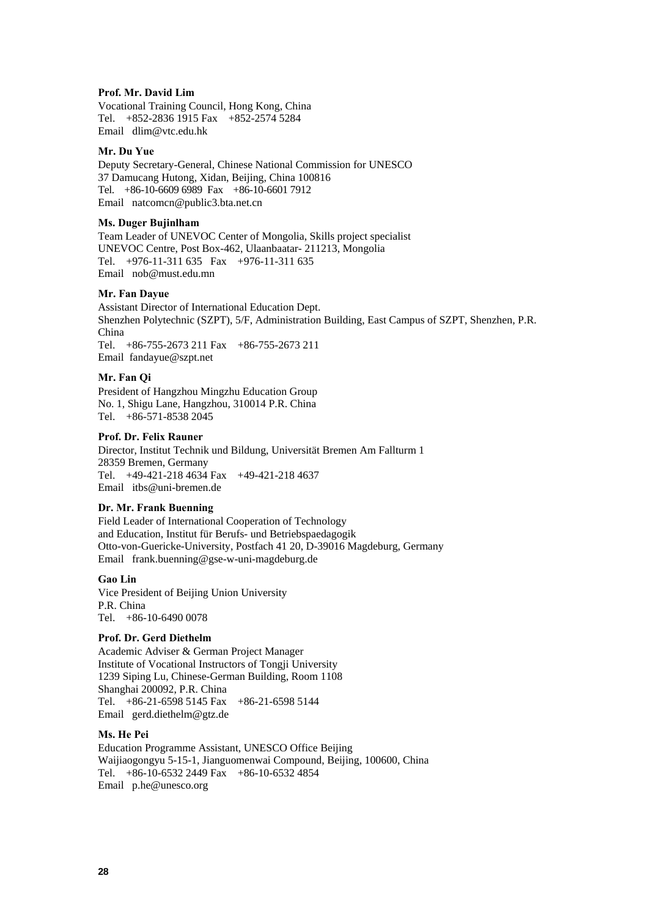**Prof. Mr. David Lim**

Vocational Training Council, Hong Kong, China
Tel. +852-2836 1915 Fax +852-2574 5284
Email dlim@vtc.edu.hk

**Mr. Du Yue**

Deputy Secretary-General, Chinese National Commission for UNESCO
37 Damucang Hutong, Xidan, Beijing, China 100816
Tel. +86-10-6609 6989 Fax +86-10-6601 7912
Email natcomcn@public3.bta.net.cn

**Ms. Duger Bujinlham**

Team Leader of UNEVOC Center of Mongolia, Skills project specialist
UNEVOC Centre, Post Box-462, Ulaanbaatar- 211213, Mongolia
Tel. +976-11-311 635 Fax +976-11-311 635
Email nob@must.edu.mn

**Mr. Fan Dayue**

Assistant Director of International Education Dept.
Shenzhen Polytechnic (SZPT), 5/F, Administration Building, East Campus of SZPT, Shenzhen, P.R. China
Tel. +86-755-2673 211 Fax +86-755-2673 211
Email fandayue@szpt.net

**Mr. Fan Qi**

President of Hangzhou Mingzhu Education Group
No. 1, Shigu Lane, Hangzhou, 310014 P.R. China
Tel. +86-571-8538 2045

**Prof. Dr. Felix Rauner**

Director, Institut Technik und Bildung, Universität Bremen Am Fallturm 1
28359 Bremen, Germany
Tel. +49-421-218 4634 Fax +49-421-218 4637
Email itbs@uni-bremen.de

**Dr. Mr. Frank Buenning**

Field Leader of International Cooperation of Technology
and Education, Institut für Berufs- und Betriebspaedagogik
Otto-von-Guericke-University, Postfach 41 20, D-39016 Magdeburg, Germany
Email frank.buenning@gse-w-uni-magdeburg.de

**Gao Lin**

Vice President of Beijing Union University
P.R. China
Tel. +86-10-6490 0078

**Prof. Dr. Gerd Diethelm**

Academic Adviser & German Project Manager
Institute of Vocational Instructors of Tongji University
1239 Siping Lu, Chinese-German Building, Room 1108
Shanghai 200092, P.R. China
Tel. +86-21-6598 5145 Fax +86-21-6598 5144
Email gerd.diethelm@gtz.de

**Ms. He Pei**

Education Programme Assistant, UNESCO Office Beijing
Waijiaogongyu 5-15-1, Jianguomenwai Compound, Beijing, 100600, China
Tel. +86-10-6532 2449 Fax +86-10-6532 4854
Email p.he@unesco.org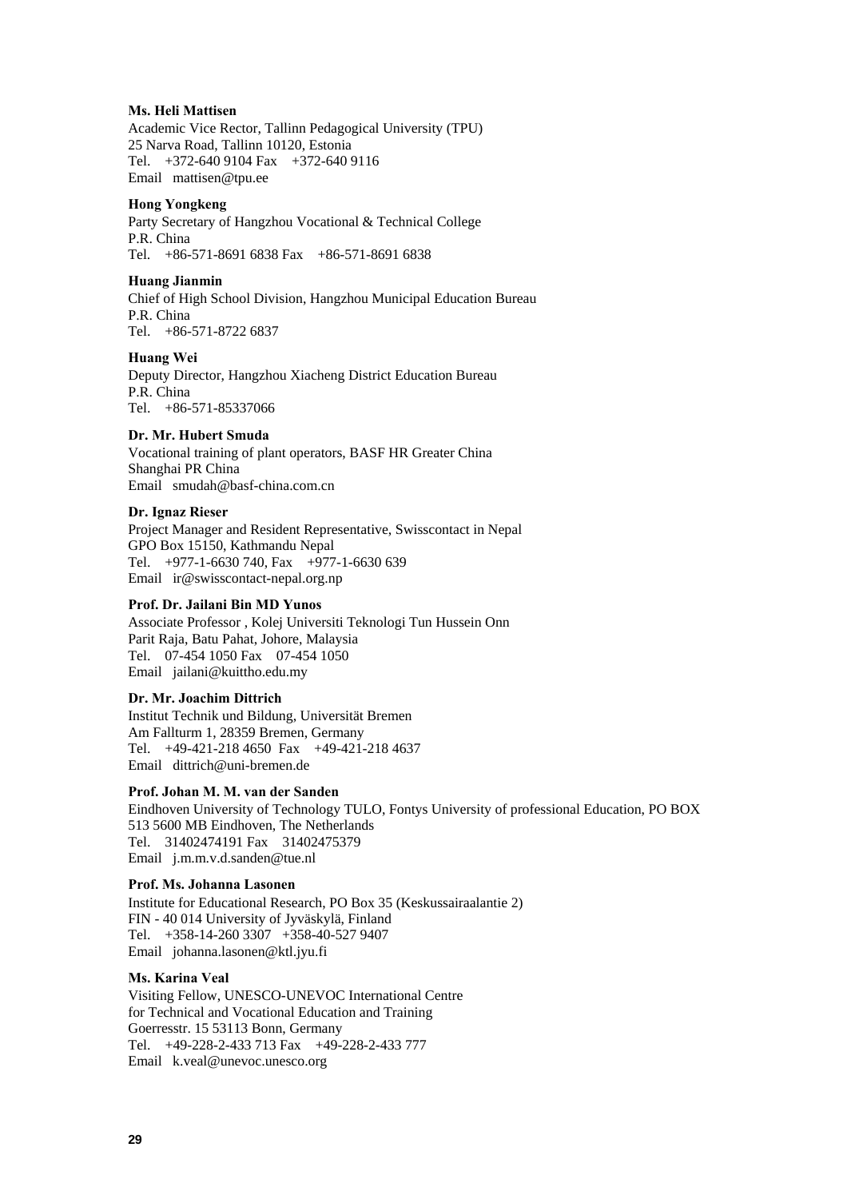**Ms. Heli Mattisen**
Academic Vice Rector, Tallinn Pedagogical University (TPU)
25 Narva Road, Tallinn 10120, Estonia
Tel. +372-640 9104 Fax +372-640 9116
Email mattisen@tpu.ee

**Hong Yongkeng**
Party Secretary of Hangzhou Vocational & Technical College
P.R. China
Tel. +86-571-8691 6838 Fax +86-571-8691 6838

**Huang Jianmin**
Chief of High School Division, Hangzhou Municipal Education Bureau
P.R. China
Tel. +86-571-8722 6837

**Huang Wei**
Deputy Director, Hangzhou Xiacheng District Education Bureau
P.R. China
Tel. +86-571-85337066

**Dr. Mr. Hubert Smuda**
Vocational training of plant operators, BASF HR Greater China
Shanghai PR China
Email smudah@basf-china.com.cn

**Dr. Ignaz Rieser**
Project Manager and Resident Representative, Swisscontact in Nepal
GPO Box 15150, Kathmandu Nepal
Tel. +977-1-6630 740, Fax +977-1-6630 639
Email ir@swisscontact-nepal.org.np

**Prof. Dr. Jailani Bin MD Yunos**
Associate Professor , Kolej Universiti Teknologi Tun Hussein Onn
Parit Raja, Batu Pahat, Johore, Malaysia
Tel. 07-454 1050 Fax 07-454 1050
Email jailani@kuittho.edu.my

**Dr. Mr. Joachim Dittrich**
Institut Technik und Bildung, Universität Bremen
Am Fallturm 1, 28359 Bremen, Germany
Tel. +49-421-218 4650 Fax +49-421-218 4637
Email dittrich@uni-bremen.de

**Prof. Johan M. M. van der Sanden**
Eindhoven University of Technology TULO, Fontys University of professional Education, PO BOX 513 5600 MB Eindhoven, The Netherlands
Tel. 31402474191 Fax 31402475379
Email j.m.m.v.d.sanden@tue.nl

**Prof. Ms. Johanna Lasonen**
Institute for Educational Research, PO Box 35 (Keskussairaalantie 2)
FIN - 40 014 University of Jyväskylä, Finland
Tel. +358-14-260 3307 +358-40-527 9407
Email johanna.lasonen@ktl.jyu.fi

**Ms. Karina Veal**
Visiting Fellow, UNESCO-UNEVOC International Centre
for Technical and Vocational Education and Training
Goerresstr. 15 53113 Bonn, Germany
Tel. +49-228-2-433 713 Fax +49-228-2-433 777
Email k.veal@unevoc.unesco.org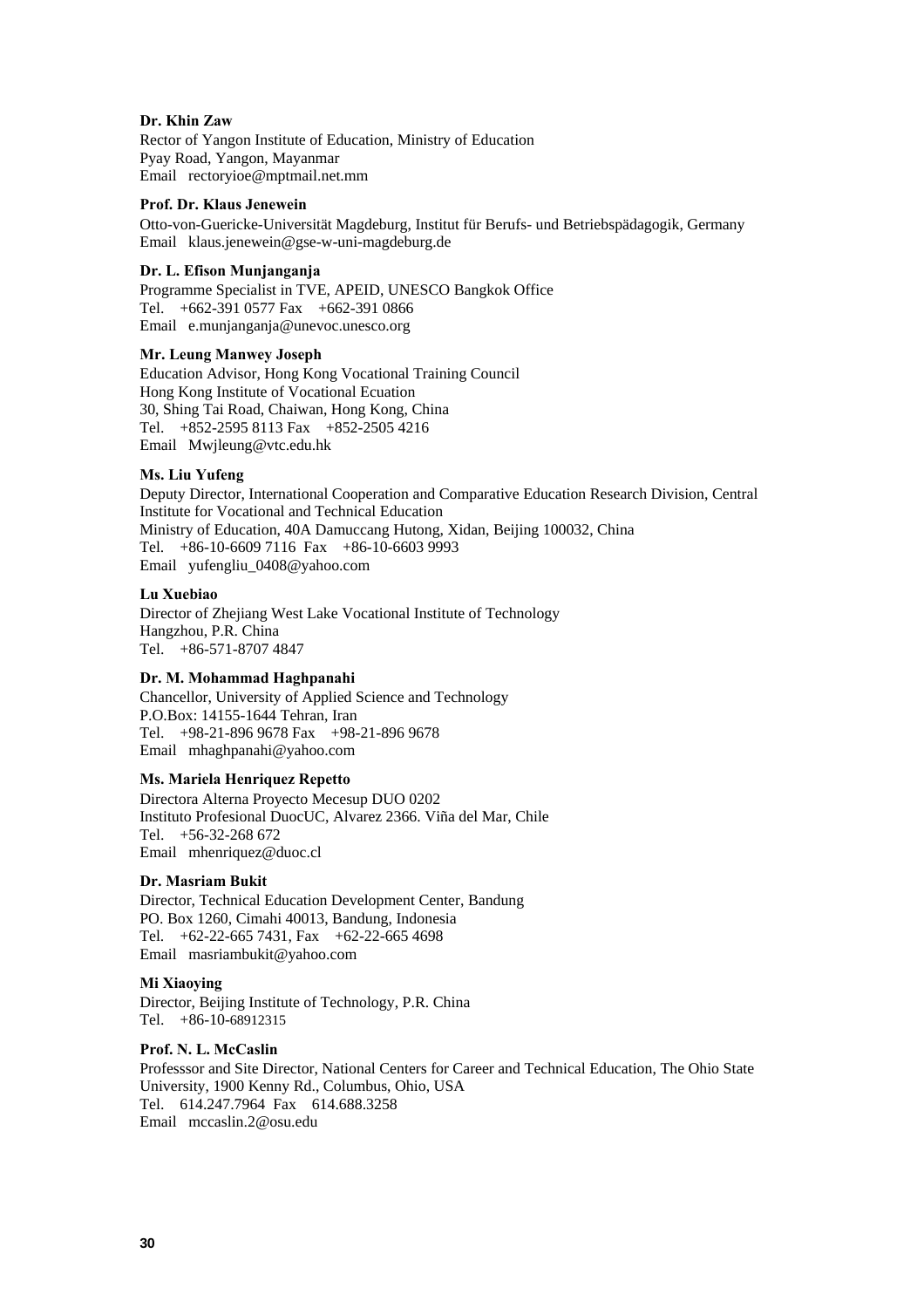**Dr. Khin Zaw**

Rector of Yangon Institute of Education, Ministry of Education
Pyay Road, Yangon, Mayanmar
Email rectoryioe@mptmail.net.mm

**Prof. Dr. Klaus Jenewein**

Otto-von-Guericke-Universität Magdeburg, Institut für Berufs- und Betriebspädagogik, Germany
Email klaus.jenewein@gse-w-uni-magdeburg.de

**Dr. L. Efison Munjanganja**

Programme Specialist in TVE, APEID, UNESCO Bangkok Office
Tel. +662-391 0577 Fax +662-391 0866
Email e.munjanganja@unevoc.unesco.org

**Mr. Leung Manwey Joseph**

Education Advisor, Hong Kong Vocational Training Council
Hong Kong Institute of Vocational Ecuation
30, Shing Tai Road, Chaiwan, Hong Kong, China
Tel. +852-2595 8113 Fax +852-2505 4216
Email Mwjleung@vtc.edu.hk

**Ms. Liu Yufeng**

Deputy Director, International Cooperation and Comparative Education Research Division, Central Institute for Vocational and Technical Education
Ministry of Education, 40A Damuccang Hutong, Xidan, Beijing 100032, China
Tel. +86-10-6609 7116 Fax +86-10-6603 9993
Email yufengliu_0408@yahoo.com

**Lu Xuebiao**

Director of Zhejiang West Lake Vocational Institute of Technology
Hangzhou, P.R. China
Tel. +86-571-8707 4847

**Dr. M. Mohammad Haghpanahi**

Chancellor, University of Applied Science and Technology
P.O.Box: 14155-1644 Tehran, Iran
Tel. +98-21-896 9678 Fax +98-21-896 9678
Email mhaghpanahi@yahoo.com

**Ms. Mariela Henriquez Repetto**

Directora Alterna Proyecto Mecesup DUO 0202
Instituto Profesional DuocUC, Alvarez 2366. Viña del Mar, Chile
Tel. +56-32-268 672
Email mhenriquez@duoc.cl

**Dr. Masriam Bukit**

Director, Technical Education Development Center, Bandung
PO. Box 1260, Cimahi 40013, Bandung, Indonesia
Tel. +62-22-665 7431, Fax +62-22-665 4698
Email masriambukit@yahoo.com

**Mi Xiaoying**

Director, Beijing Institute of Technology, P.R. China
Tel. +86-10-68912315

**Prof. N. L. McCaslin**

Professsor and Site Director, National Centers for Career and Technical Education, The Ohio State University, 1900 Kenny Rd., Columbus, Ohio, USA
Tel. 614.247.7964 Fax 614.688.3258
Email mccaslin.2@osu.edu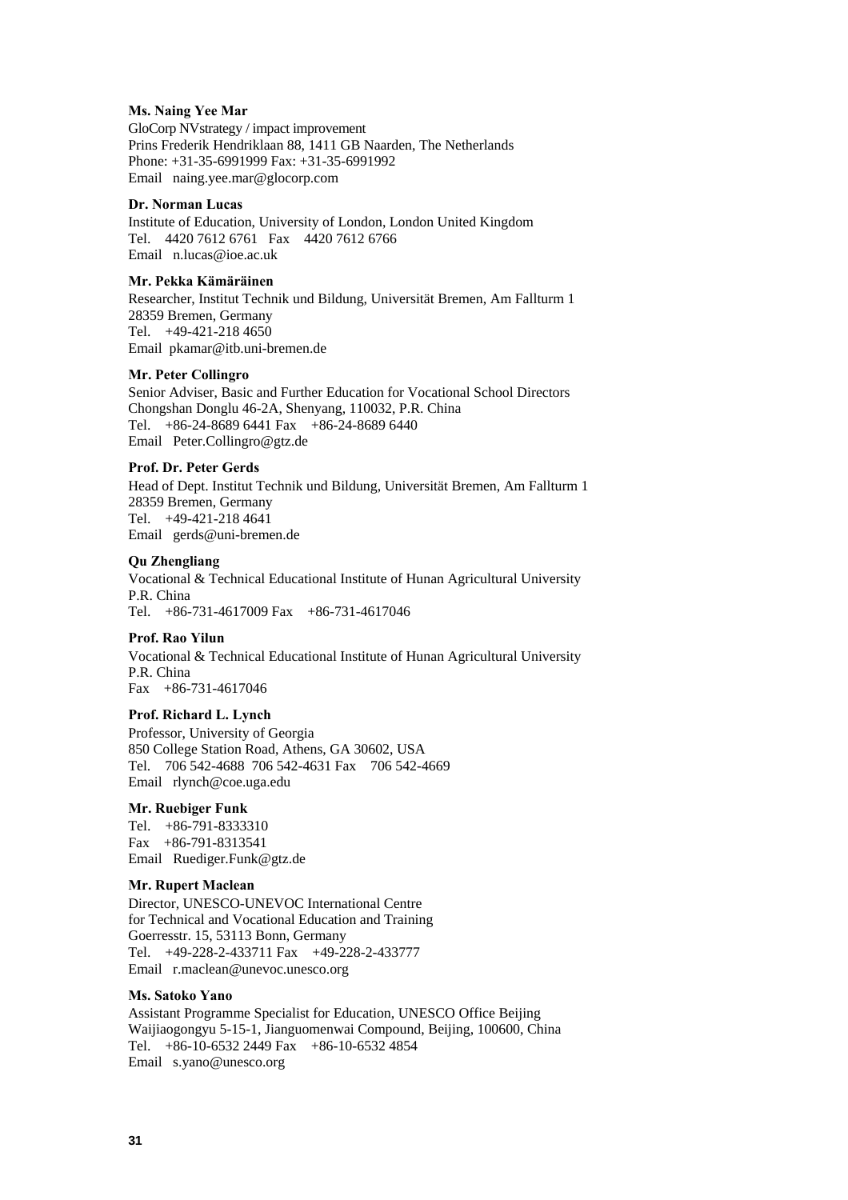**Ms. Naing Yee Mar**
GloCorp NVstrategy / impact improvement
Prins Frederik Hendriklaan 88, 1411 GB Naarden, The Netherlands
Phone: +31-35-6991999 Fax: +31-35-6991992
Email naing.yee.mar@glocorp.com

**Dr. Norman Lucas**
Institute of Education, University of London, London United Kingdom
Tel. 4420 7612 6761 Fax 4420 7612 6766
Email n.lucas@ioe.ac.uk

**Mr. Pekka Kämäräinen**
Researcher, Institut Technik und Bildung, Universität Bremen, Am Fallturm 1
28359 Bremen, Germany
Tel. +49-421-218 4650
Email pkamar@itb.uni-bremen.de

**Mr. Peter Collingro**
Senior Adviser, Basic and Further Education for Vocational School Directors
Chongshan Donglu 46-2A, Shenyang, 110032, P.R. China
Tel. +86-24-8689 6441 Fax +86-24-8689 6440
Email Peter.Collingro@gtz.de

**Prof. Dr. Peter Gerds**
Head of Dept. Institut Technik und Bildung, Universität Bremen, Am Fallturm 1
28359 Bremen, Germany
Tel. +49-421-218 4641
Email gerds@uni-bremen.de

**Qu Zhengliang**
Vocational & Technical Educational Institute of Hunan Agricultural University
P.R. China
Tel. +86-731-4617009 Fax +86-731-4617046

**Prof. Rao Yilun**
Vocational & Technical Educational Institute of Hunan Agricultural University
P.R. China
Fax +86-731-4617046

**Prof. Richard L. Lynch**
Professor, University of Georgia
850 College Station Road, Athens, GA 30602, USA
Tel. 706 542-4688 706 542-4631 Fax 706 542-4669
Email rlynch@coe.uga.edu

**Mr. Ruebiger Funk**
Tel. +86-791-8333310
Fax +86-791-8313541
Email Ruediger.Funk@gtz.de

**Mr. Rupert Maclean**
Director, UNESCO-UNEVOC International Centre
for Technical and Vocational Education and Training
Goerresstr. 15, 53113 Bonn, Germany
Tel. +49-228-2-433711 Fax +49-228-2-433777
Email r.maclean@unevoc.unesco.org

**Ms. Satoko Yano**
Assistant Programme Specialist for Education, UNESCO Office Beijing
Waijiaogongyu 5-15-1, Jianguomenwai Compound, Beijing, 100600, China
Tel. +86-10-6532 2449 Fax +86-10-6532 4854
Email s.yano@unesco.org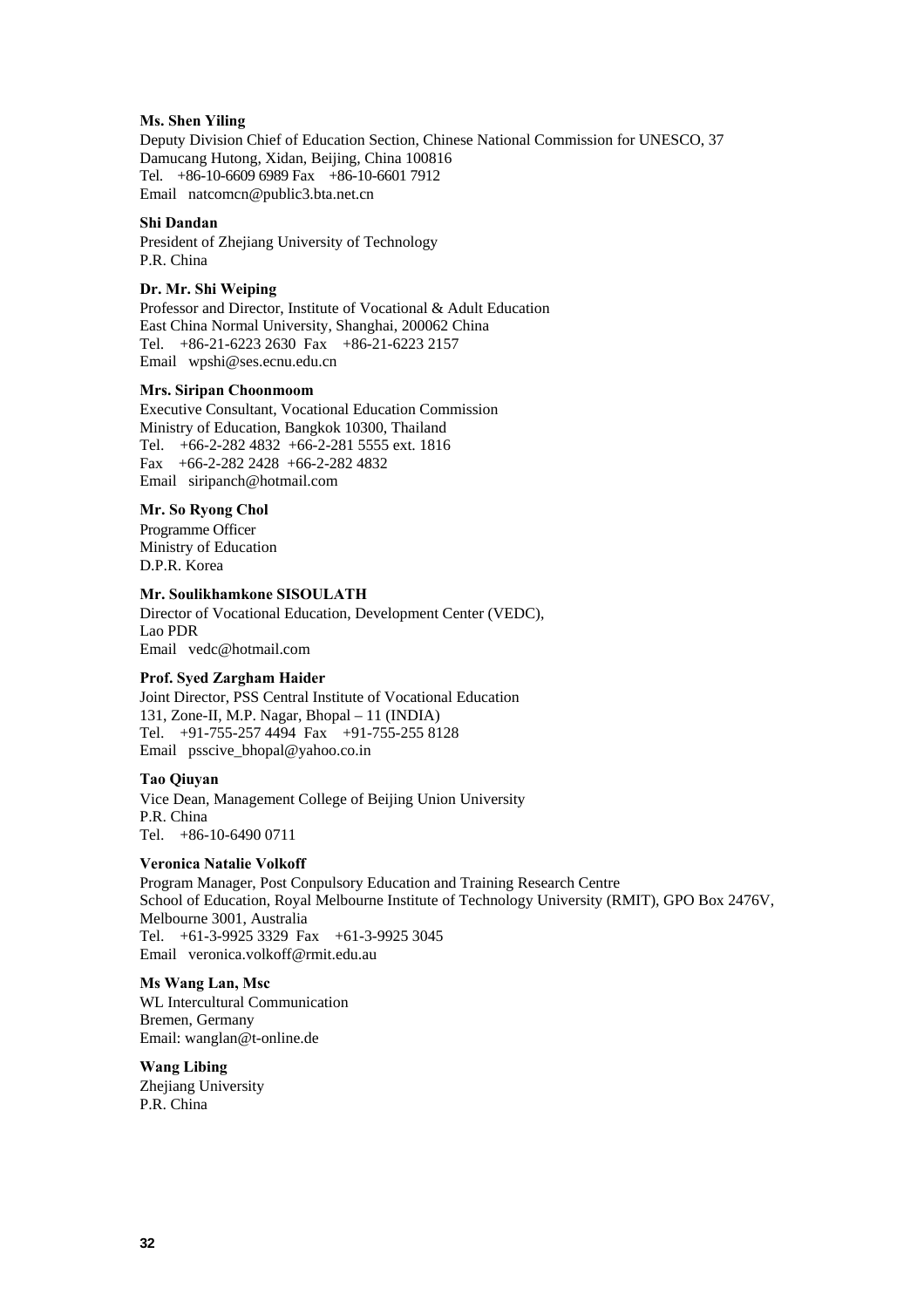**Ms. Shen Yiling**
Deputy Division Chief of Education Section, Chinese National Commission for UNESCO, 37 Damucang Hutong, Xidan, Beijing, China 100816
Tel. +86-10-6609 6989 Fax +86-10-6601 7912
Email natcomcn@public3.bta.net.cn

**Shi Dandan**
President of Zhejiang University of Technology
P.R. China

**Dr. Mr. Shi Weiping**
Professor and Director, Institute of Vocational & Adult Education
East China Normal University, Shanghai, 200062 China
Tel. +86-21-6223 2630 Fax +86-21-6223 2157
Email wpshi@ses.ecnu.edu.cn

**Mrs. Siripan Choonmoom**
Executive Consultant, Vocational Education Commission
Ministry of Education, Bangkok 10300, Thailand
Tel. +66-2-282 4832 +66-2-281 5555 ext. 1816
Fax +66-2-282 2428 +66-2-282 4832
Email siripanch@hotmail.com

**Mr. So Ryong Chol**
Programme Officer
Ministry of Education
D.P.R. Korea

**Mr. Soulikhamkone SISOULATH**
Director of Vocational Education, Development Center (VEDC),
Lao PDR
Email vedc@hotmail.com

**Prof. Syed Zargham Haider**
Joint Director, PSS Central Institute of Vocational Education
131, Zone-II, M.P. Nagar, Bhopal – 11 (INDIA)
Tel. +91-755-257 4494 Fax +91-755-255 8128
Email psscive_bhopal@yahoo.co.in

**Tao Qiuyan**
Vice Dean, Management College of Beijing Union University
P.R. China
Tel. +86-10-6490 0711

**Veronica Natalie Volkoff**
Program Manager, Post Conpulsory Education and Training Research Centre
School of Education, Royal Melbourne Institute of Technology University (RMIT), GPO Box 2476V, Melbourne 3001, Australia
Tel. +61-3-9925 3329 Fax +61-3-9925 3045
Email veronica.volkoff@rmit.edu.au

**Ms Wang Lan, Msc**
WL Intercultural Communication
Bremen, Germany
Email: wanglan@t-online.de

**Wang Libing**
Zhejiang University
P.R. China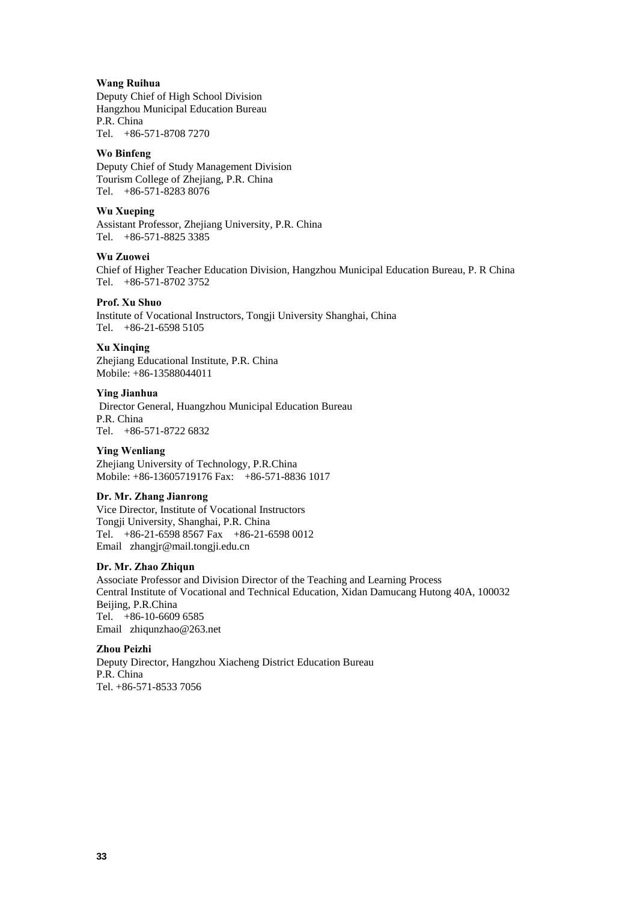**Wang Ruihua**
Deputy Chief of High School Division
Hangzhou Municipal Education Bureau
P.R. China
Tel. +86-571-8708 7270

**Wo Binfeng**
Deputy Chief of Study Management Division
Tourism College of Zhejiang, P.R. China
Tel. +86-571-8283 8076

**Wu Xueping**
Assistant Professor, Zhejiang University, P.R. China
Tel. +86-571-8825 3385

**Wu Zuowei**
Chief of Higher Teacher Education Division, Hangzhou Municipal Education Bureau, P. R China
Tel. +86-571-8702 3752

**Prof. Xu Shuo**
Institute of Vocational Instructors, Tongji University Shanghai, China
Tel. +86-21-6598 5105

**Xu Xinqing**
Zhejiang Educational Institute, P.R. China
Mobile: +86-13588044011

**Ying Jianhua**
Director General, Huangzhou Municipal Education Bureau
P.R. China
Tel. +86-571-8722 6832

**Ying Wenliang**
Zhejiang University of Technology, P.R.China
Mobile: +86-13605719176 Fax: +86-571-8836 1017

**Dr. Mr. Zhang Jianrong**
Vice Director, Institute of Vocational Instructors
Tongji University, Shanghai, P.R. China
Tel. +86-21-6598 8567 Fax +86-21-6598 0012
Email zhangjr@mail.tongji.edu.cn

**Dr. Mr. Zhao Zhiqun**
Associate Professor and Division Director of the Teaching and Learning Process
Central Institute of Vocational and Technical Education, Xidan Damucang Hutong 40A, 100032
Beijing, P.R.China
Tel. +86-10-6609 6585
Email zhiqunzhao@263.net

**Zhou Peizhi**
Deputy Director, Hangzhou Xiacheng District Education Bureau
P.R. China
Tel. +86-571-8533 7056